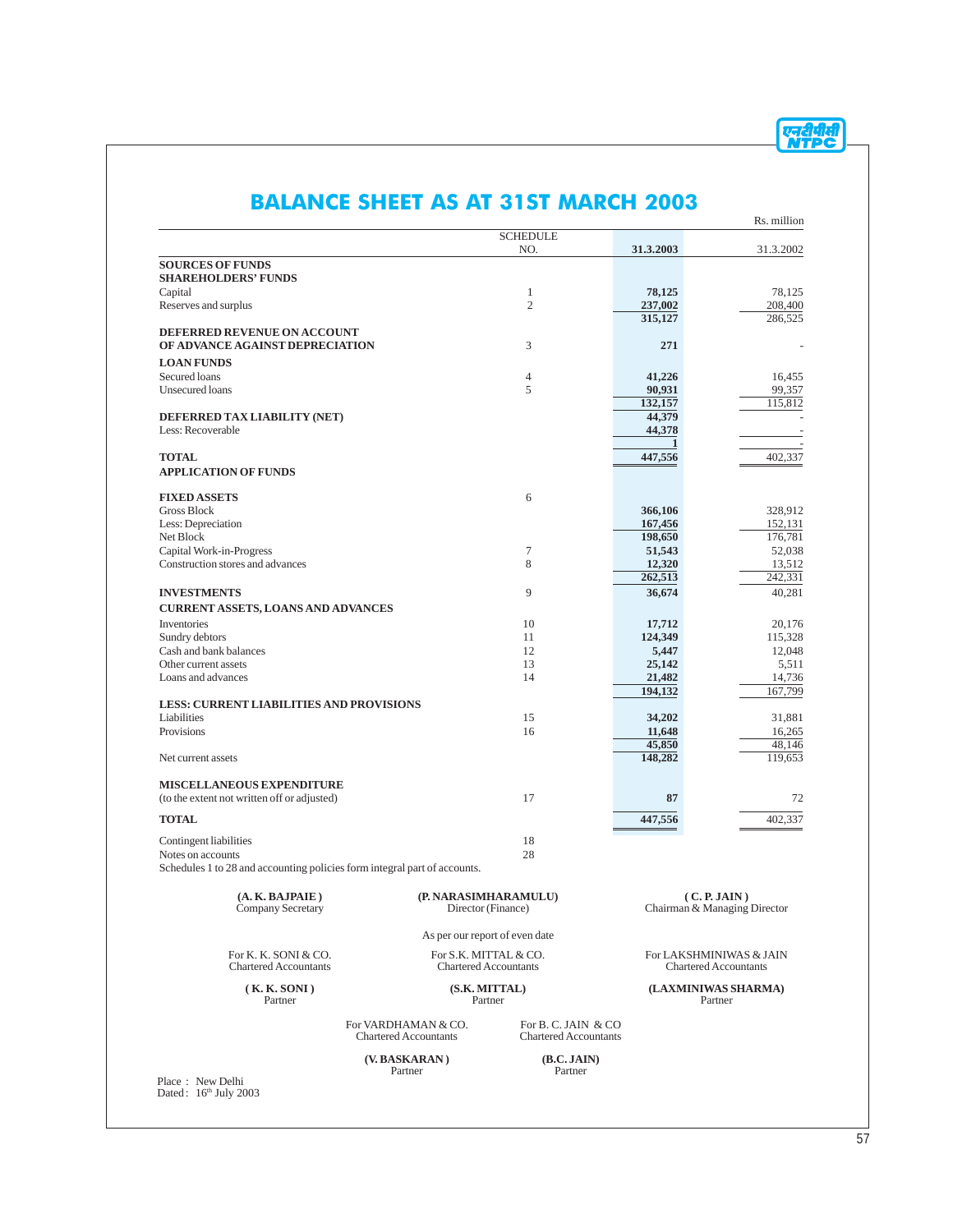# BALANCE SHEET AS AT 31ST MARCH 2003

Rs. million

| | SCHEDULE NO. | 31.3.2003 | 31.3.2002 |
|---|---|---|---|
| **SOURCES OF FUNDS** | | | |
| **SHAREHOLDERS' FUNDS** | | | |
| Capital | 1 | **78,125** | 78,125 |
| Reserves and surplus | 2 | **237,002** | 208,400 |
| | | **315,127** | 286,525 |
| **DEFERRED REVENUE ON ACCOUNT OF ADVANCE AGAINST DEPRECIATION** | 3 | **271** | - |
| **LOAN FUNDS** | | | |
| Secured loans | 4 | **41,226** | 16,455 |
| Unsecured loans | 5 | **90,931** | 99,357 |
| | | **132,157** | 115,812 |
| **DEFERRED TAX LIABILITY (NET)** | | **44,379** | - |
| Less: Recoverable | | **44,378** | - |
| | | **1** | - |
| **TOTAL** | | **447,556** | 402,337 |
| **APPLICATION OF FUNDS** | | | |
| **FIXED ASSETS** | 6 | | |
| Gross Block | | **366,106** | 328,912 |
| Less: Depreciation | | **167,456** | 152,131 |
| Net Block | | **198,650** | 176,781 |
| Capital Work-in-Progress | 7 | **51,543** | 52,038 |
| Construction stores and advances | 8 | **12,320** | 13,512 |
| | | **262,513** | 242,331 |
| **INVESTMENTS** | 9 | **36,674** | 40,281 |
| **CURRENT ASSETS, LOANS AND ADVANCES** | | | |
| Inventories | 10 | **17,712** | 20,176 |
| Sundry debtors | 11 | **124,349** | 115,328 |
| Cash and bank balances | 12 | **5,447** | 12,048 |
| Other current assets | 13 | **25,142** | 5,511 |
| Loans and advances | 14 | **21,482** | 14,736 |
| | | **194,132** | 167,799 |
| **LESS: CURRENT LIABILITIES AND PROVISIONS** | | | |
| Liabilities | 15 | **34,202** | 31,881 |
| Provisions | 16 | **11,648** | 16,265 |
| | | **45,850** | 48,146 |
| Net current assets | | **148,282** | 119,653 |
| **MISCELLANEOUS EXPENDITURE** (to the extent not written off or adjusted) | 17 | **87** | 72 |
| **TOTAL** | | **447,556** | 402,337 |
| Contingent liabilities | 18 | | |
| Notes on accounts | 28 | | |

Schedules 1 to 28 and accounting policies form integral part of accounts.

**(A. K. BAJPAIE)**
Company Secretary

**(P. NARASIMHARAMULU)**
Director (Finance)

**(C. P. JAIN)**
Chairman & Managing Director

As per our report of even date

For K. K. SONI & CO.
Chartered Accountants
**(K. K. SONI)**
Partner

For S.K. MITTAL & CO.
Chartered Accountants
**(S.K. MITTAL)**
Partner

For LAKSHMINIWAS & JAIN
Chartered Accountants
**(LAXMINIWAS SHARMA)**
Partner

For VARDHAMAN & CO.
Chartered Accountants
**(V. BASKARAN)**
Partner

For B. C. JAIN & CO
Chartered Accountants
**(B.C. JAIN)**
Partner

Place : New Delhi
Dated : 16th July 2003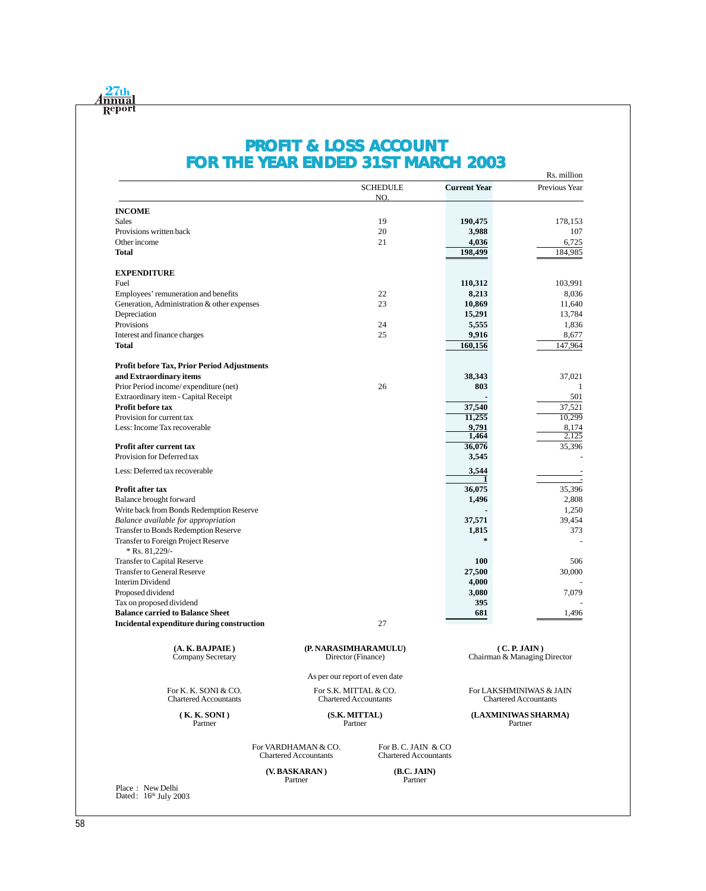# PROFIT & LOSS ACCOUNT
# FOR THE YEAR ENDED 31ST MARCH 2003

Rs. million

| | SCHEDULE NO. | Current Year | Previous Year |
|---|---|---|---|
| **INCOME** | | | |
| Sales | 19 | **190,475** | 178,153 |
| Provisions written back | 20 | **3,988** | 107 |
| Other income | 21 | **4,036** | 6,725 |
| **Total** | | **198,499** | 184,985 |
| **EXPENDITURE** | | | |
| Fuel | | **110,312** | 103,991 |
| Employees' remuneration and benefits | 22 | **8,213** | 8,036 |
| Generation, Administration & other expenses | 23 | **10,869** | 11,640 |
| Depreciation | | **15,291** | 13,784 |
| Provisions | 24 | **5,555** | 1,836 |
| Interest and finance charges | 25 | **9,916** | 8,677 |
| **Total** | | **160,156** | 147,964 |
| **Profit before Tax, Prior Period Adjustments and Extraordinary items** | | **38,343** | 37,021 |
| Prior Period income/ expenditure (net) | 26 | **803** | 1 |
| Extraordinary item - Capital Receipt | | **-** | 501 |
| **Profit before tax** | | **37,540** | 37,521 |
| Provision for current tax | | **11,255** | 10,299 |
| Less: Income Tax recoverable | | **9,791** | 8,174 |
| | | **1,464** | 2,125 |
| **Profit after current tax** | | **36,076** | 35,396 |
| Provision for Deferred tax | | **3,545** | - |
| Less: Deferred tax recoverable | | **3,544** | - |
| | | **1** | - |
| **Profit after tax** | | **36,075** | 35,396 |
| Balance brought forward | | **1,496** | 2,808 |
| Write back from Bonds Redemption Reserve | | **-** | 1,250 |
| *Balance available for appropriation* | | **37,571** | 39,454 |
| Transfer to Bonds Redemption Reserve | | **1,815** | 373 |
| Transfer to Foreign Project Reserve<br>* Rs. 81,229/- | | ***** | - |
| Transfer to Capital Reserve | | **100** | 506 |
| Transfer to General Reserve | | **27,500** | 30,000 |
| Interim Dividend | | **4,000** | - |
| Proposed dividend | | **3,080** | 7,079 |
| Tax on proposed dividend | | **395** | - |
| **Balance carried to Balance Sheet** | | **681** | 1,496 |
| **Incidental expenditure during construction** | 27 | | |

**(A. K. BAJPAIE)**
Company Secretary

**(P. NARASIMHARAMULU)**
Director (Finance)

**(C. P. JAIN)**
Chairman & Managing Director

As per our report of even date

For K. K. SONI & CO.
Chartered Accountants
**(K. K. SONI)**
Partner

For S.K. MITTAL & CO.
Chartered Accountants
**(S.K. MITTAL)**
Partner

For LAKSHMINIWAS & JAIN
Chartered Accountants
**(LAXMINIWAS SHARMA)**
Partner

For VARDHAMAN & CO.
Chartered Accountants
**(V. BASKARAN)**
Partner

For B. C. JAIN & CO
Chartered Accountants
**(B.C. JAIN)**
Partner

Place : New Delhi
Dated : 16th July 2003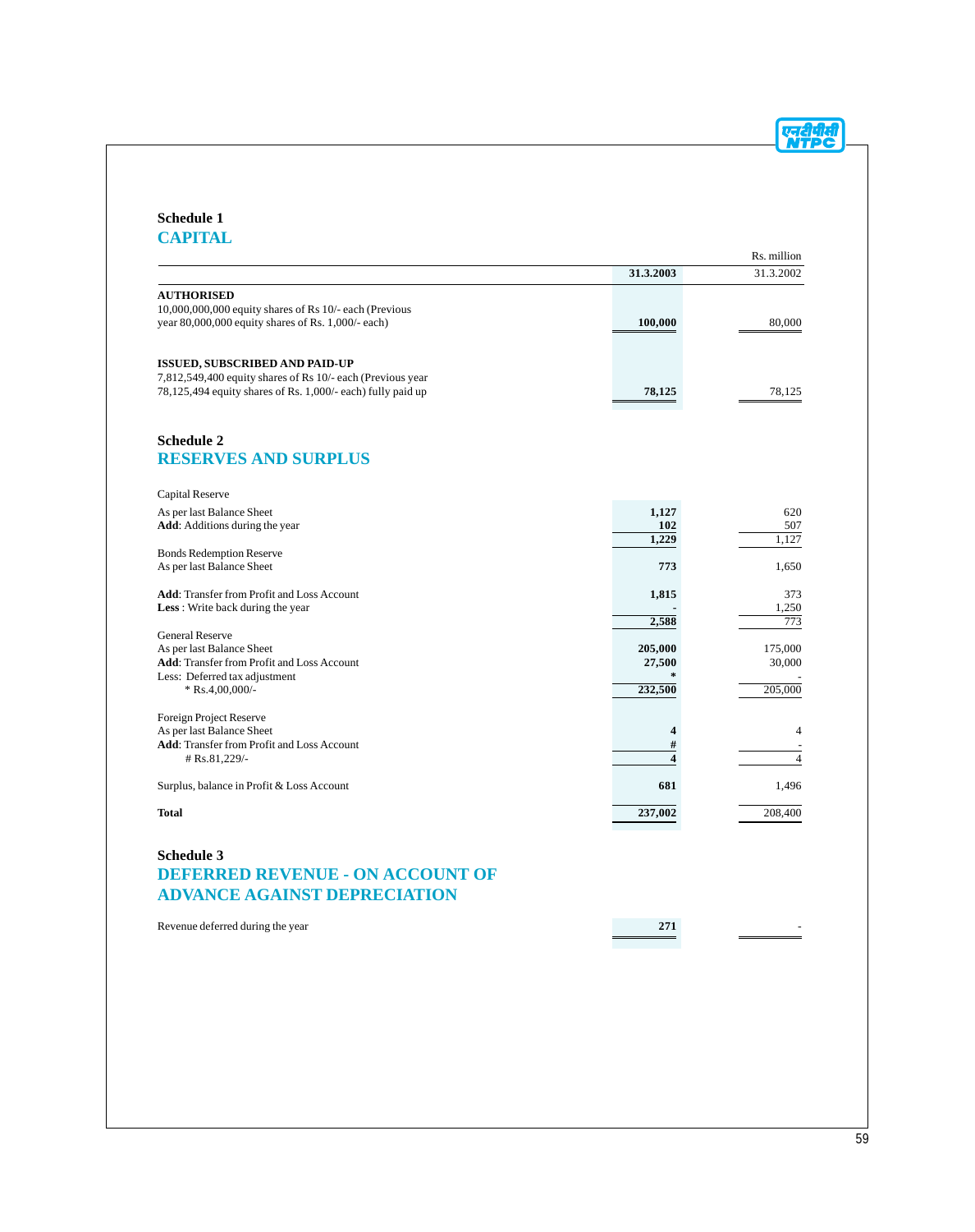## Schedule 1
## CAPITAL

Rs. million

| | 31.3.2003 | 31.3.2002 |
|---|---|---|
| **AUTHORISED** | | |
| 10,000,000,000 equity shares of Rs 10/- each (Previous year 80,000,000 equity shares of Rs. 1,000/- each) | **100,000** | 80,000 |
| **ISSUED, SUBSCRIBED AND PAID-UP** | | |
| 7,812,549,400 equity shares of Rs 10/- each (Previous year 78,125,494 equity shares of Rs. 1,000/- each) fully paid up | **78,125** | 78,125 |

## Schedule 2
## RESERVES AND SURPLUS

| | 31.3.2003 | 31.3.2002 |
|---|---|---|
| Capital Reserve | | |
| As per last Balance Sheet | **1,127** | 620 |
| **Add**: Additions during the year | **102** | 507 |
| | **1,229** | 1,127 |
| Bonds Redemption Reserve | | |
| As per last Balance Sheet | **773** | 1,650 |
| **Add**: Transfer from Profit and Loss Account | **1,815** | 373 |
| **Less** : Write back during the year | **-** | 1,250 |
| | **2,588** | 773 |
| General Reserve | | |
| As per last Balance Sheet | **205,000** | 175,000 |
| **Add**: Transfer from Profit and Loss Account | **27,500** | 30,000 |
| Less: Deferred tax adjustment | **\*** | - |
| \* Rs.4,00,000/- | **232,500** | 205,000 |
| Foreign Project Reserve | | |
| As per last Balance Sheet | **4** | 4 |
| **Add**: Transfer from Profit and Loss Account | **#** | - |
| # Rs.81,229/- | **4** | 4 |
| Surplus, balance in Profit & Loss Account | **681** | 1,496 |
| **Total** | **237,002** | 208,400 |

## Schedule 3
## DEFERRED REVENUE - ON ACCOUNT OF ADVANCE AGAINST DEPRECIATION

| | 31.3.2003 | 31.3.2002 |
|---|---|---|
| Revenue deferred during the year | **271** | - |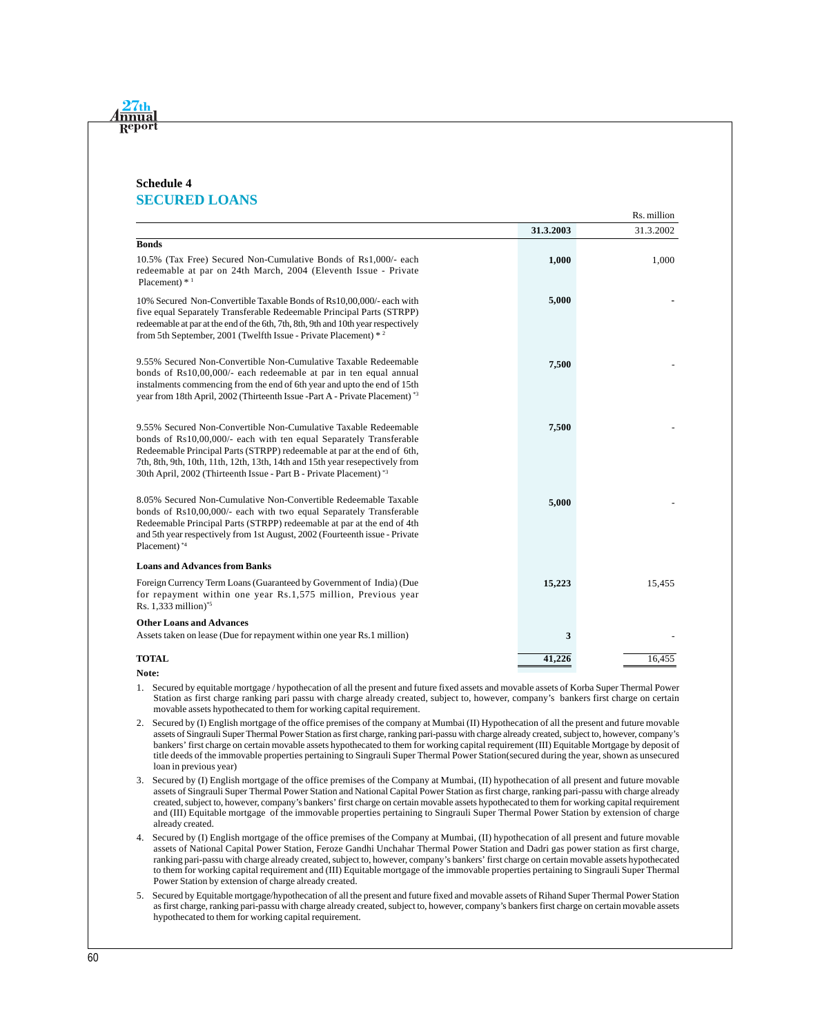## Schedule 4

## SECURED LOANS

| | 31.3.2003 | 31.3.2002 |
|---|---|---|
| | | Rs. million |
| **Bonds** | | |
| 10.5% (Tax Free) Secured Non-Cumulative Bonds of Rs1,000/- each redeemable at par on 24th March, 2004 (Eleventh Issue - Private Placement) *[1] | **1,000** | 1,000 |
| 10% Secured Non-Convertible Taxable Bonds of Rs10,00,000/- each with five equal Separately Transferable Redeemable Principal Parts (STRPP) redeemable at par at the end of the 6th, 7th, 8th, 9th and 10th year respectively from 5th September, 2001 (Twelfth Issue - Private Placement) *[2] | **5,000** | - |
| 9.55% Secured Non-Convertible Non-Cumulative Taxable Redeemable bonds of Rs10,00,000/- each redeemable at par in ten equal annual instalments commencing from the end of 6th year and upto the end of 15th year from 18th April, 2002 (Thirteenth Issue -Part A - Private Placement) *[3] | **7,500** | - |
| 9.55% Secured Non-Convertible Non-Cumulative Taxable Redeemable bonds of Rs10,00,000/- each with ten equal Separately Transferable Redeemable Principal Parts (STRPP) redeemable at par at the end of 6th, 7th, 8th, 9th, 10th, 11th, 12th, 13th, 14th and 15th year resepectively from 30th April, 2002 (Thirteenth Issue - Part B - Private Placement) *[3] | **7,500** | - |
| 8.05% Secured Non-Cumulative Non-Convertible Redeemable Taxable bonds of Rs10,00,000/- each with two equal Separately Transferable Redeemable Principal Parts (STRPP) redeemable at par at the end of 4th and 5th year respectively from 1st August, 2002 (Fourteenth issue - Private Placement) *[4] | **5,000** | - |
| **Loans and Advances from Banks** | | |
| Foreign Currency Term Loans (Guaranteed by Government of India) (Due for repayment within one year Rs.1,575 million, Previous year Rs. 1,333 million)*[5] | **15,223** | 15,455 |
| **Other Loans and Advances** | | |
| Assets taken on lease (Due for repayment within one year Rs.1 million) | **3** | - |
| **TOTAL** | **41,226** | 16,455 |

**Note:**

1. Secured by equitable mortgage / hypothecation of all the present and future fixed assets and movable assets of Korba Super Thermal Power Station as first charge ranking pari passu with charge already created, subject to, however, company's bankers first charge on certain movable assets hypothecated to them for working capital requirement.
2. Secured by (I) English mortgage of the office premises of the company at Mumbai (II) Hypothecation of all the present and future movable assets of Singrauli Super Thermal Power Station as first charge, ranking pari-passu with charge already created, subject to, however, company's bankers' first charge on certain movable assets hypothecated to them for working capital requirement (III) Equitable Mortgage by deposit of title deeds of the immovable properties pertaining to Singrauli Super Thermal Power Station(secured during the year, shown as unsecured loan in previous year)
3. Secured by (I) English mortgage of the office premises of the Company at Mumbai, (II) hypothecation of all present and future movable assets of Singrauli Super Thermal Power Station and National Capital Power Station as first charge, ranking pari-passu with charge already created, subject to, however, company's bankers' first charge on certain movable assets hypothecated to them for working capital requirement and (III) Equitable mortgage of the immovable properties pertaining to Singrauli Super Thermal Power Station by extension of charge already created.
4. Secured by (I) English mortgage of the office premises of the Company at Mumbai, (II) hypothecation of all present and future movable assets of National Capital Power Station, Feroze Gandhi Unchahar Thermal Power Station and Dadri gas power station as first charge, ranking pari-passu with charge already created, subject to, however, company's bankers' first charge on certain movable assets hypothecated to them for working capital requirement and (III) Equitable mortgage of the immovable properties pertaining to Singrauli Super Thermal Power Station by extension of charge already created.
5. Secured by Equitable mortgage/hypothecation of all the present and future fixed and movable assets of Rihand Super Thermal Power Station as first charge, ranking pari-passu with charge already created, subject to, however, company's bankers first charge on certain movable assets hypothecated to them for working capital requirement.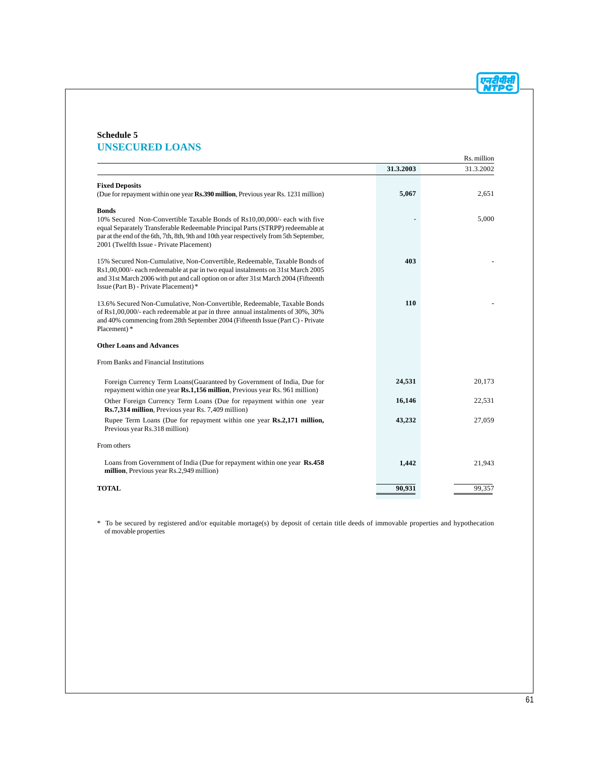## Schedule 5

## UNSECURED LOANS

| | 31.3.2003 | Rs. million<br>31.3.2002 |
|---|---|---|
| **Fixed Deposits** | | |
| (Due for repayment within one year **Rs.390 million**, Previous year Rs. 1231 million) | **5,067** | 2,651 |
| **Bonds** | | |
| 10% Secured Non-Convertible Taxable Bonds of Rs10,00,000/- each with five equal Separately Transferable Redeemable Principal Parts (STRPP) redeemable at par at the end of the 6th, 7th, 8th, 9th and 10th year respectively from 5th September, 2001 (Twelfth Issue - Private Placement) | - | 5,000 |
| 15% Secured Non-Cumulative, Non-Convertible, Redeemable, Taxable Bonds of Rs1,00,000/- each redeemable at par in two equal instalments on 31st March 2005 and 31st March 2006 with put and call option on or after 31st March 2004 (Fifteenth Issue (Part B) - Private Placement) * | **403** | - |
| 13.6% Secured Non-Cumulative, Non-Convertible, Redeemable, Taxable Bonds of Rs1,00,000/- each redeemable at par in three annual instalments of 30%, 30% and 40% commencing from 28th September 2004 (Fifteenth Issue (Part C) - Private Placement) * | **110** | - |
| **Other Loans and Advances** | | |
| From Banks and Financial Institutions | | |
| Foreign Currency Term Loans(Guaranteed by Government of India, Due for repayment within one year **Rs.1,156 million**, Previous year Rs. 961 million) | **24,531** | 20,173 |
| Other Foreign Currency Term Loans (Due for repayment within one year **Rs.7,314 million**, Previous year Rs. 7,409 million) | **16,146** | 22,531 |
| Rupee Term Loans (Due for repayment within one year **Rs.2,171 million,** Previous year Rs.318 million) | **43,232** | 27,059 |
| From others | | |
| Loans from Government of India (Due for repayment within one year **Rs.458 million**, Previous year Rs.2,949 million) | **1,442** | 21,943 |
| **TOTAL** | **90,931** | 99,357 |

* To be secured by registered and/or equitable mortage(s) by deposit of certain title deeds of immovable properties and hypothecation of movable properties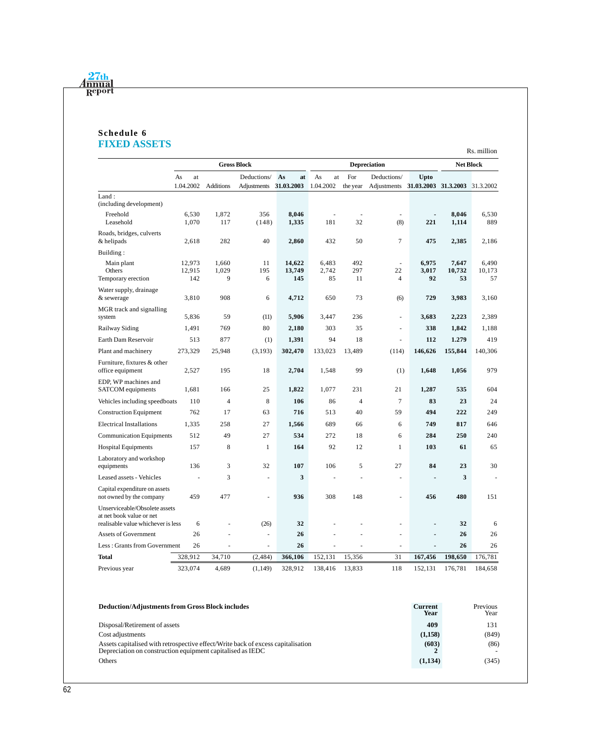# Schedule 6
## FIXED ASSETS

Rs. million

| | Gross Block | | | | Depreciation | | | | Net Block | |
|---|---|---|---|---|---|---|---|---|---|---|
| | As at 1.04.2002 | Additions | Deductions/ Adjustments | **As at 31.03.2003** | As at 1.04.2002 | For the year | Deductions/ Adjustments | **Upto 31.03.2003** | **31.3.2003** | 31.3.2002 |
| Land : (including development) | | | | | | | | | | |
| Freehold | 6,530 | 1,872 | 356 | **8,046** | - | - | - | **-** | **8,046** | 6,530 |
| Leasehold | 1,070 | 117 | (148) | **1,335** | 181 | 32 | (8) | **221** | **1,114** | 889 |
| Roads, bridges, culverts & helipads | 2,618 | 282 | 40 | **2,860** | 432 | 50 | 7 | **475** | **2,385** | 2,186 |
| Building : | | | | | | | | | | |
| Main plant | 12,973 | 1,660 | 11 | **14,622** | 6,483 | 492 | - | **6,975** | **7,647** | 6,490 |
| Others | 12,915 | 1,029 | 195 | **13,749** | 2,742 | 297 | 22 | **3,017** | **10,732** | 10,173 |
| Temporary erection | 142 | 9 | 6 | **145** | 85 | 11 | 4 | **92** | **53** | 57 |
| Water supply, drainage & sewerage | 3,810 | 908 | 6 | **4,712** | 650 | 73 | (6) | **729** | **3,983** | 3,160 |
| MGR track and signalling system | 5,836 | 59 | (11) | **5,906** | 3,447 | 236 | - | **3,683** | **2,223** | 2,389 |
| Railway Siding | 1,491 | 769 | 80 | **2,180** | 303 | 35 | - | **338** | **1,842** | 1,188 |
| Earth Dam Reservoir | 513 | 877 | (1) | **1,391** | 94 | 18 | - | **112** | **1.279** | 419 |
| Plant and machinery | 273,329 | 25,948 | (3,193) | **302,470** | 133,023 | 13,489 | (114) | **146,626** | **155,844** | 140,306 |
| Furniture, fixtures & other office equipment | 2,527 | 195 | 18 | **2,704** | 1,548 | 99 | (1) | **1,648** | **1,056** | 979 |
| EDP, WP machines and SATCOM equipments | 1,681 | 166 | 25 | **1,822** | 1,077 | 231 | 21 | **1,287** | **535** | 604 |
| Vehicles including speedboats | 110 | 4 | 8 | **106** | 86 | 4 | 7 | **83** | **23** | 24 |
| Construction Equipment | 762 | 17 | 63 | **716** | 513 | 40 | 59 | **494** | **222** | 249 |
| Electrical Installations | 1,335 | 258 | 27 | **1,566** | 689 | 66 | 6 | **749** | **817** | 646 |
| Communication Equipments | 512 | 49 | 27 | **534** | 272 | 18 | 6 | **284** | **250** | 240 |
| Hospital Equipments | 157 | 8 | 1 | **164** | 92 | 12 | 1 | **103** | **61** | 65 |
| Laboratory and workshop equipments | 136 | 3 | 32 | **107** | 106 | 5 | 27 | **84** | **23** | 30 |
| Leased assets - Vehicles | - | 3 | - | **3** | - | - | - | **-** | **3** | - |
| Capital expenditure on assets not owned by the company | 459 | 477 | - | **936** | 308 | 148 | - | **456** | **480** | 151 |
| Unserviceable/Obsolete assets at net book value or net realisable value whichever is less | 6 | - | (26) | **32** | - | - | - | **-** | **32** | 6 |
| Assets of Government | 26 | - | - | **26** | - | - | - | **-** | **26** | 26 |
| Less : Grants from Government | 26 | - | - | **26** | - | - | - | **-** | **26** | 26 |
| **Total** | 328,912 | 34,710 | (2,484) | **366,106** | 152,131 | 15,356 | 31 | **167,456** | **198,650** | 176,781 |
| Previous year | 323,074 | 4,689 | (1,149) | 328,912 | 138,416 | 13,833 | 118 | 152,131 | 176,781 | 184,658 |

| **Deduction/Adjustments from Gross Block includes** | **Current Year** | Previous Year |
|---|---|---|
| Disposal/Retirement of assets | **409** | 131 |
| Cost adjustments | **(1,158)** | (849) |
| Assets capitalised with retrospective effect/Write back of excess capitalisation | **(603)** | (86) |
| Depreciation on construction equipment capitalised as IEDC | **2** | - |
| Others | **(1,134)** | (345) |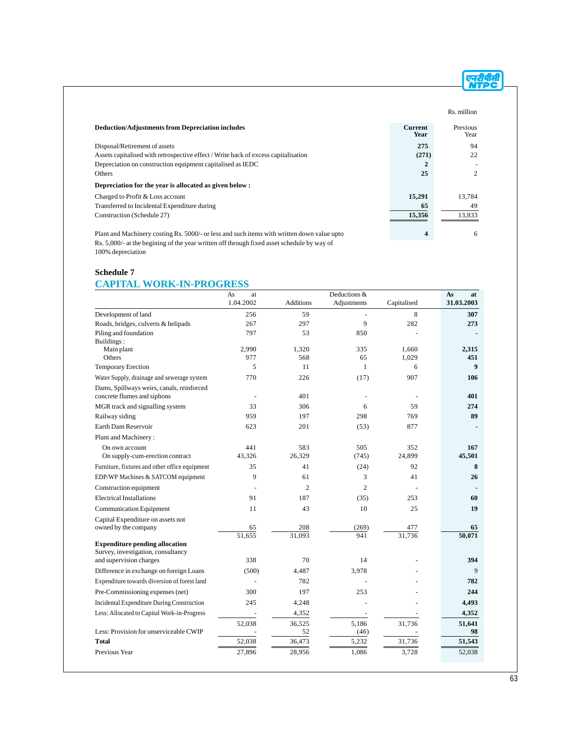Rs. million

| Deduction/Adjustments from Depreciation includes | Current Year | Previous Year |
|---|---|---|
| Disposal/Retirement of assets | **275** | 94 |
| Assets capitalised with retrospective effect / Write back of excess capitalisation | **(271)** | 22 |
| Depreciation on construction equipment capitalised as IEDC | **2** | - |
| Others | **25** | 2 |
| **Depreciation for the year is allocated as given below :** | | |
| Charged to Profit & Loss account | **15,291** | 13,784 |
| Transferred to Incidental Expenditure during Construction (Schedule 27) | **65** | 49 |
| | **15,356** | 13,833 |
| Plant and Machinery costing Rs. 5000/- or less and such items with written down value upto Rs. 5,000/- at the begining of the year written off through fixed asset schedule by way of 100% depreciation | **4** | 6 |

## Schedule 7

## CAPITAL WORK-IN-PROGRESS

| | As at 1.04.2002 | Additions | Deductions & Adjustments | Capitalised | As at 31.03.2003 |
|---|---|---|---|---|---|
| Development of land | 256 | 59 | - | 8 | **307** |
| Roads, bridges, culverts & helipads | 267 | 297 | 9 | 282 | **273** |
| Piling and foundation | 797 | 53 | 850 | - | **-** |
| Buildings : | | | | | |
| Main plant | 2,990 | 1,320 | 335 | 1,660 | **2,315** |
| Others | 977 | 568 | 65 | 1,029 | **451** |
| Temporary Erection | 5 | 11 | 1 | 6 | **9** |
| Water Supply, drainage and sewerage system | 770 | 226 | (17) | 907 | **106** |
| Dams, Spillways weirs, canals, reinforced concrete flumes and siphons | - | 401 | - | - | **401** |
| MGR track and signalling system | 33 | 306 | 6 | 59 | **274** |
| Railway siding | 959 | 197 | 298 | 769 | **89** |
| Earth Dam Reservoir | 623 | 201 | (53) | 877 | **-** |
| Plant and Machinery : | | | | | |
| On own account | 441 | 583 | 505 | 352 | **167** |
| On supply-cum-erection contract | 43,326 | 26,329 | (745) | 24,899 | **45,501** |
| Furniture, fixtures and other office equipment | 35 | 41 | (24) | 92 | **8** |
| EDP/WP Machines & SATCOM equipment | 9 | 61 | 3 | 41 | **26** |
| Construction equipment | - | 2 | 2 | - | **-** |
| Electrical Installations | 91 | 187 | (35) | 253 | **60** |
| Communication Equipment | 11 | 43 | 10 | 25 | **19** |
| Capital Expenditure on assets not owned by the company | 65 | 208 | (269) | 477 | **65** |
| | 51,655 | 31,093 | 941 | 31,736 | **50,071** |
| **Expenditure pending allocation** | | | | | |
| Survey, investigation, consultancy and supervision charges | 338 | 70 | 14 | - | **394** |
| Difference in exchange on foreign Loans | (500) | 4,487 | 3,978 | - | 9 |
| Expenditure towards diversion of forest land | - | 782 | - | - | **782** |
| Pre-Commissioning expenses (net) | 300 | 197 | 253 | - | **244** |
| Incidental Expenditure During Construction | 245 | 4,248 | - | - | **4,493** |
| Less: Allocated to Capital Work-in-Progress | - | 4,352 | - | - | **4,352** |
| | 52,038 | 36,525 | 5,186 | 31,736 | **51,641** |
| Less: Provision for unserviceable CWIP | - | 52 | (46) | - | **98** |
| **Total** | 52,038 | 36,473 | 5,232 | 31,736 | **51,543** |
| Previous Year | 27,896 | 28,956 | 1,086 | 3,728 | 52,038 |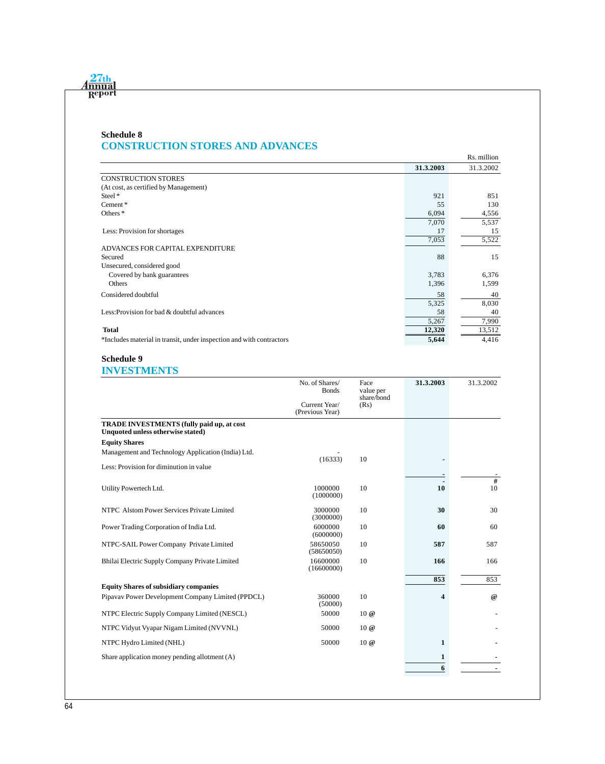## Schedule 8

## CONSTRUCTION STORES AND ADVANCES

Rs. million

| | 31.3.2003 | 31.3.2002 |
|---|---|---|
| CONSTRUCTION STORES | | |
| (At cost, as certified by Management) | | |
| Steel * | 921 | 851 |
| Cement * | 55 | 130 |
| Others * | 6,094 | 4,556 |
| | 7,070 | 5,537 |
| Less: Provision for shortages | 17 | 15 |
| | 7,053 | 5,522 |
| ADVANCES FOR CAPITAL EXPENDITURE | | |
| Secured | 88 | 15 |
| Unsecured, considered good | | |
| Covered by bank guarantees | 3,783 | 6,376 |
| Others | 1,396 | 1,599 |
| Considered doubtful | 58 | 40 |
| | 5,325 | 8,030 |
| Less:Provision for bad & doubtful advances | 58 | 40 |
| | 5,267 | 7,990 |
| **Total** | **12,320** | 13,512 |
| *Includes material in transit, under inspection and with contractors | **5,644** | 4,416 |

## Schedule 9

## INVESTMENTS

| | No. of Shares/ Bonds Current Year/ (Previous Year) | Face value per share/bond (Rs) | 31.3.2003 | 31.3.2002 |
|---|---|---|---|---|
| **TRADE INVESTMENTS (fully paid up, at cost Unquoted unless otherwise stated)** | | | | |
| **Equity Shares** | | | | |
| Management and Technology Application (India) Ltd. | - (16333) | 10 | - | |
| Less: Provision for diminution in value | | | - | - |
| | | | - | # |
| Utility Powertech Ltd. | 1000000 (1000000) | 10 | **10** | 10 |
| NTPC Alstom Power Services Private Limited | 3000000 (3000000) | 10 | **30** | 30 |
| Power Trading Corporation of India Ltd. | 6000000 (6000000) | 10 | **60** | 60 |
| NTPC-SAIL Power Company Private Limited | 58650050 (58650050) | 10 | **587** | 587 |
| Bhilai Electric Supply Company Private Limited | 16600000 (16600000) | 10 | **166** | 166 |
| | | | **853** | 853 |
| **Equity Shares of subsidiary companies** | | | | |
| Pipavav Power Development Company Limited (PPDCL) | 360000 (50000) | 10 | **4** | @ |
| NTPC Electric Supply Company Limited (NESCL) | 50000 | 10 @ | | - |
| NTPC Vidyut Vyapar Nigam Limited (NVVNL) | 50000 | 10 @ | | - |
| NTPC Hydro Limited (NHL) | 50000 | 10 @ | **1** | - |
| Share application money pending allotment (A) | | | **1** | - |
| | | | **6** | - |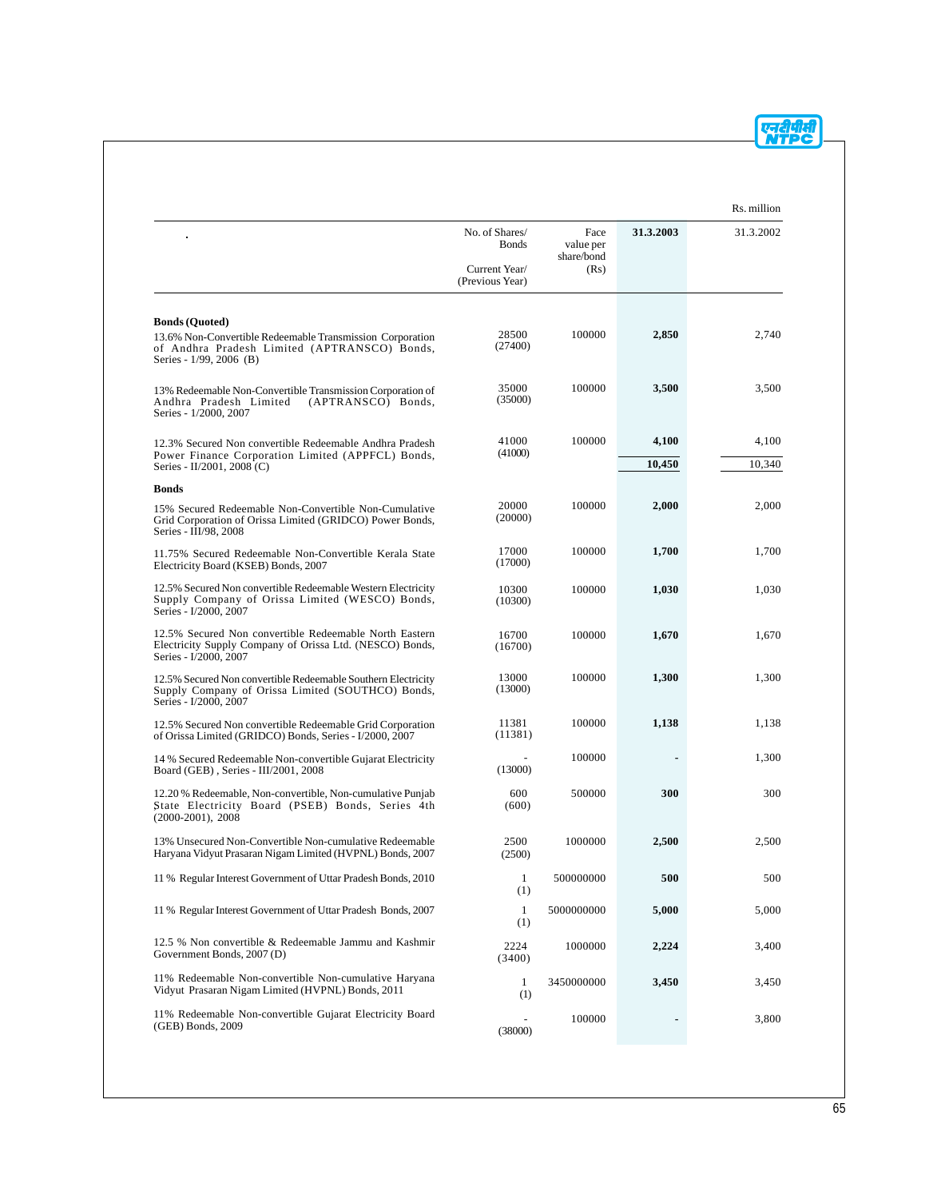Rs. million

| | No. of Shares/ Bonds Current Year/ (Previous Year) | Face value per share/bond (Rs) | **31.3.2003** | 31.3.2002 |
|---|---|---|---|---|
| **Bonds (Quoted)** | | | | |
| 13.6% Non-Convertible Redeemable Transmission Corporation of Andhra Pradesh Limited (APTRANSCO) Bonds, Series - 1/99, 2006 (B) | 28500 (27400) | 100000 | **2,850** | 2,740 |
| 13% Redeemable Non-Convertible Transmission Corporation of Andhra Pradesh Limited (APTRANSCO) Bonds, Series - 1/2000, 2007 | 35000 (35000) | 100000 | **3,500** | 3,500 |
| 12.3% Secured Non convertible Redeemable Andhra Pradesh Power Finance Corporation Limited (APPFCL) Bonds, Series - II/2001, 2008 (C) | 41000 (41000) | 100000 | **4,100** | 4,100 |
| | | | **10,450** | 10,340 |
| **Bonds** | | | | |
| 15% Secured Redeemable Non-Convertible Non-Cumulative Grid Corporation of Orissa Limited (GRIDCO) Power Bonds, Series - III/98, 2008 | 20000 (20000) | 100000 | **2,000** | 2,000 |
| 11.75% Secured Redeemable Non-Convertible Kerala State Electricity Board (KSEB) Bonds, 2007 | 17000 (17000) | 100000 | **1,700** | 1,700 |
| 12.5% Secured Non convertible Redeemable Western Electricity Supply Company of Orissa Limited (WESCO) Bonds, Series - I/2000, 2007 | 10300 (10300) | 100000 | **1,030** | 1,030 |
| 12.5% Secured Non convertible Redeemable North Eastern Electricity Supply Company of Orissa Ltd. (NESCO) Bonds, Series - I/2000, 2007 | 16700 (16700) | 100000 | **1,670** | 1,670 |
| 12.5% Secured Non convertible Redeemable Southern Electricity Supply Company of Orissa Limited (SOUTHCO) Bonds, Series - I/2000, 2007 | 13000 (13000) | 100000 | **1,300** | 1,300 |
| 12.5% Secured Non convertible Redeemable Grid Corporation of Orissa Limited (GRIDCO) Bonds, Series - I/2000, 2007 | 11381 (11381) | 100000 | **1,138** | 1,138 |
| 14 % Secured Redeemable Non-convertible Gujarat Electricity Board (GEB) , Series - III/2001, 2008 | - (13000) | 100000 | **-** | 1,300 |
| 12.20 % Redeemable, Non-convertible, Non-cumulative Punjab State Electricity Board (PSEB) Bonds, Series 4th (2000-2001), 2008 | 600 (600) | 500000 | **300** | 300 |
| 13% Unsecured Non-Convertible Non-cumulative Redeemable Haryana Vidyut Prasaran Nigam Limited (HVPNL) Bonds, 2007 | 2500 (2500) | 1000000 | **2,500** | 2,500 |
| 11 % Regular Interest Government of Uttar Pradesh Bonds, 2010 | 1 (1) | 500000000 | **500** | 500 |
| 11 % Regular Interest Government of Uttar Pradesh Bonds, 2007 | 1 (1) | 5000000000 | **5,000** | 5,000 |
| 12.5 % Non convertible & Redeemable Jammu and Kashmir Government Bonds, 2007 (D) | 2224 (3400) | 1000000 | **2,224** | 3,400 |
| 11% Redeemable Non-convertible Non-cumulative Haryana Vidyut Prasaran Nigam Limited (HVPNL) Bonds, 2011 | 1 (1) | 3450000000 | **3,450** | 3,450 |
| 11% Redeemable Non-convertible Gujarat Electricity Board (GEB) Bonds, 2009 | - (38000) | 100000 | **-** | 3,800 |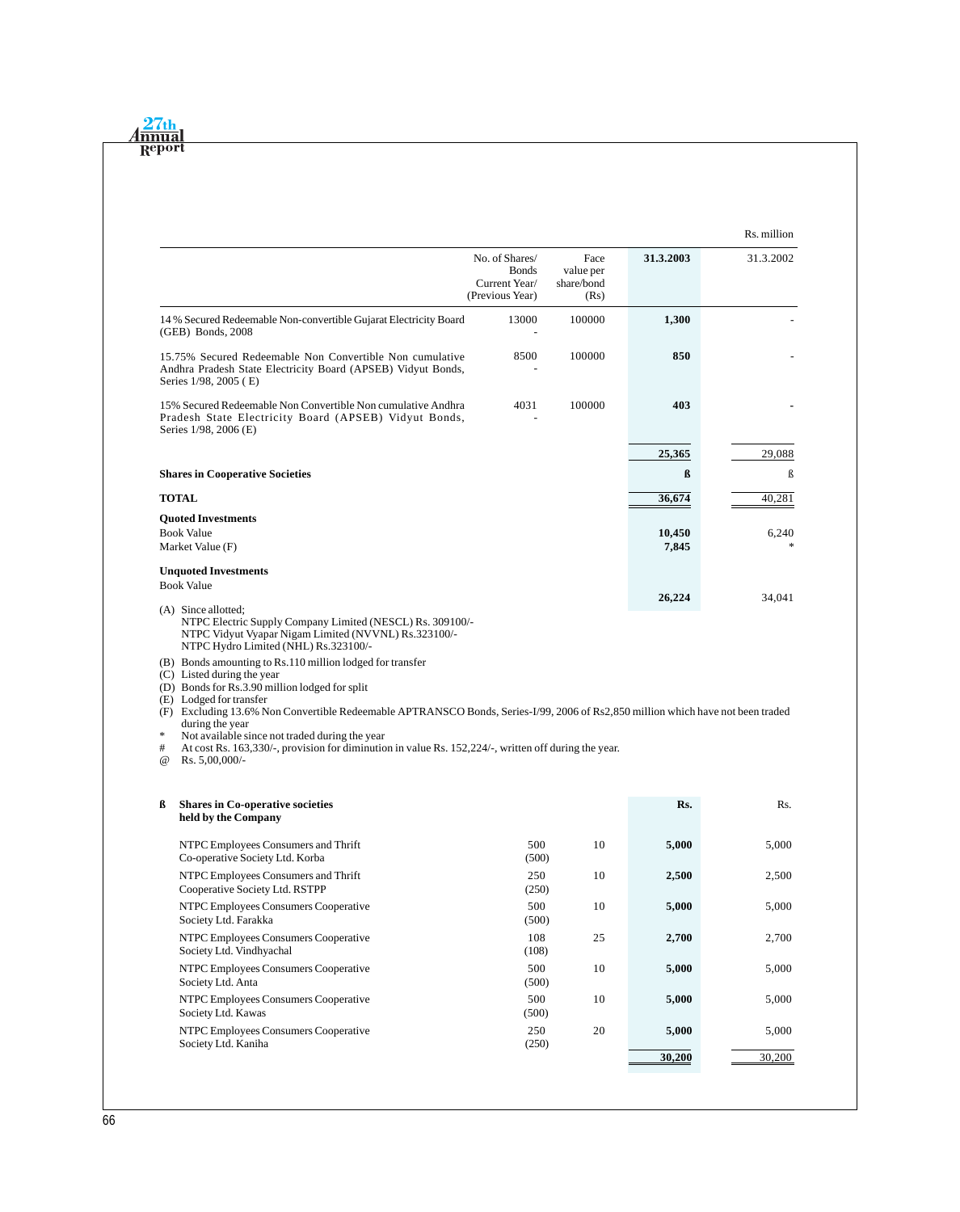Rs. million

| | No. of Shares/ Bonds Current Year/ (Previous Year) | Face value per share/bond (Rs) | **31.3.2003** | 31.3.2002 |
|---|---|---|---|---|
| 14% Secured Redeemable Non-convertible Gujarat Electricity Board (GEB) Bonds, 2008 | 13000<br>- | 100000 | **1,300** | - |
| 15.75% Secured Redeemable Non Convertible Non cumulative Andhra Pradesh State Electricity Board (APSEB) Vidyut Bonds, Series 1/98, 2005 ( E) | 8500<br>- | 100000 | **850** | - |
| 15% Secured Redeemable Non Convertible Non cumulative Andhra Pradesh State Electricity Board (APSEB) Vidyut Bonds, Series 1/98, 2006 (E) | 4031<br>- | 100000 | **403** | - |
| | | | **25,365** | 29,088 |
| **Shares in Cooperative Societies** | | | **ß** | ß |
| **TOTAL** | | | **36,674** | 40,281 |
| **Quoted Investments** | | | | |
| Book Value | | | **10,450** | 6,240 |
| Market Value (F) | | | **7,845** | * |
| **Unquoted Investments** | | | | |
| Book Value | | | **26,224** | 34,041 |

(A) Since allotted;
NTPC Electric Supply Company Limited (NESCL) Rs. 309100/-
NTPC Vidyut Vyapar Nigam Limited (NVVNL) Rs.323100/-
NTPC Hydro Limited (NHL) Rs.323100/-

(B) Bonds amounting to Rs.110 million lodged for transfer
(C) Listed during the year
(D) Bonds for Rs.3.90 million lodged for split
(E) Lodged for transfer
(F) Excluding 13.6% Non Convertible Redeemable APTRANSCO Bonds, Series-I/99, 2006 of Rs2,850 million which have not been traded during the year
\* Not available since not traded during the year
\# At cost Rs. 163,330/-, provision for diminution in value Rs. 152,224/-, written off during the year.
@ Rs. 5,00,000/-

| ß **Shares in Co-operative societies held by the Company** | | | **Rs.** | Rs. |
|---|---|---|---|---|
| NTPC Employees Consumers and Thrift Co-operative Society Ltd. Korba | 500<br>(500) | 10 | **5,000** | 5,000 |
| NTPC Employees Consumers and Thrift Cooperative Society Ltd. RSTPP | 250<br>(250) | 10 | **2,500** | 2,500 |
| NTPC Employees Consumers Cooperative Society Ltd. Farakka | 500<br>(500) | 10 | **5,000** | 5,000 |
| NTPC Employees Consumers Cooperative Society Ltd. Vindhyachal | 108<br>(108) | 25 | **2,700** | 2,700 |
| NTPC Employees Consumers Cooperative Society Ltd. Anta | 500<br>(500) | 10 | **5,000** | 5,000 |
| NTPC Employees Consumers Cooperative Society Ltd. Kawas | 500<br>(500) | 10 | **5,000** | 5,000 |
| NTPC Employees Consumers Cooperative Society Ltd. Kaniha | 250<br>(250) | 20 | **5,000** | 5,000 |
| | | | **30,200** | 30,200 |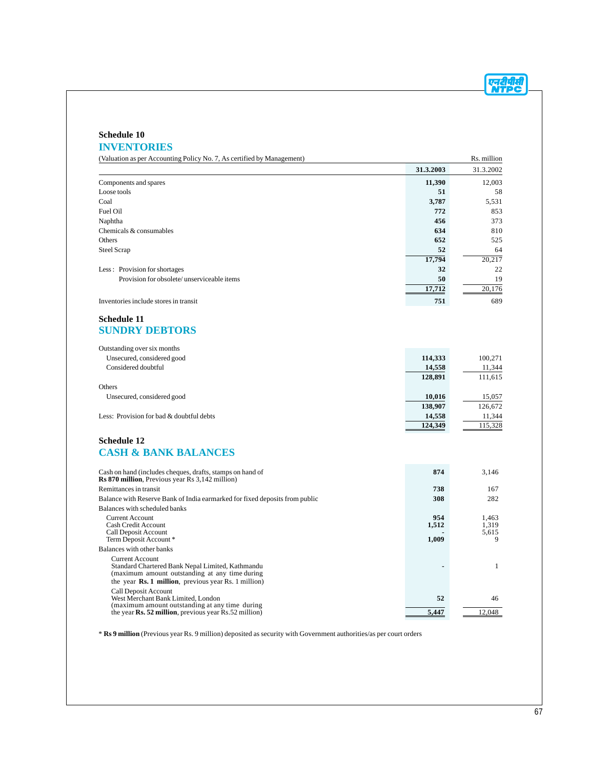### Schedule 10

## INVENTORIES

(Valuation as per Accounting Policy No. 7, As certified by Management)

Rs. million

| | 31.3.2003 | 31.3.2002 |
|---|---|---|
| Components and spares | **11,390** | 12,003 |
| Loose tools | **51** | 58 |
| Coal | **3,787** | 5,531 |
| Fuel Oil | **772** | 853 |
| Naphtha | **456** | 373 |
| Chemicals & consumables | **634** | 810 |
| Others | **652** | 525 |
| Steel Scrap | **52** | 64 |
| | **17,794** | 20,217 |
| Less : Provision for shortages | **32** | 22 |
| Provision for obsolete/ unserviceable items | **50** | 19 |
| | **17,712** | 20,176 |
| Inventories include stores in transit | **751** | 689 |

### Schedule 11

## SUNDRY DEBTORS

| | 31.3.2003 | 31.3.2002 |
|---|---|---|
| Outstanding over six months | | |
| Unsecured, considered good | **114,333** | 100,271 |
| Considered doubtful | **14,558** | 11,344 |
| | **128,891** | 111,615 |
| Others | | |
| Unsecured, considered good | **10,016** | 15,057 |
| | **138,907** | 126,672 |
| Less: Provision for bad & doubtful debts | **14,558** | 11,344 |
| | **124,349** | 115,328 |

### Schedule 12

## CASH & BANK BALANCES

| | 31.3.2003 | 31.3.2002 |
|---|---|---|
| Cash on hand (includes cheques, drafts, stamps on hand of **Rs 870 million**, Previous year Rs 3,142 million) | **874** | 3,146 |
| Remittances in transit | **738** | 167 |
| Balance with Reserve Bank of India earmarked for fixed deposits from public | **308** | 282 |
| Balances with scheduled banks | | |
| Current Account | **954** | 1,463 |
| Cash Credit Account | **1,512** | 1,319 |
| Call Deposit Account | **-** | 5,615 |
| Term Deposit Account * | **1,009** | 9 |
| Balances with other banks | | |
| Current Account<br>Standard Chartered Bank Nepal Limited, Kathmandu<br>(maximum amount outstanding at any time during the year **Rs. 1 million**, previous year Rs. 1 million) | **-** | 1 |
| Call Deposit Account<br>West Merchant Bank Limited, London<br>(maximum amount outstanding at any time during the year **Rs. 52 million**, previous year Rs.52 million) | **52** | 46 |
| | **5,447** | 12,048 |

* **Rs 9 million** (Previous year Rs. 9 million) deposited as security with Government authorities/as per court orders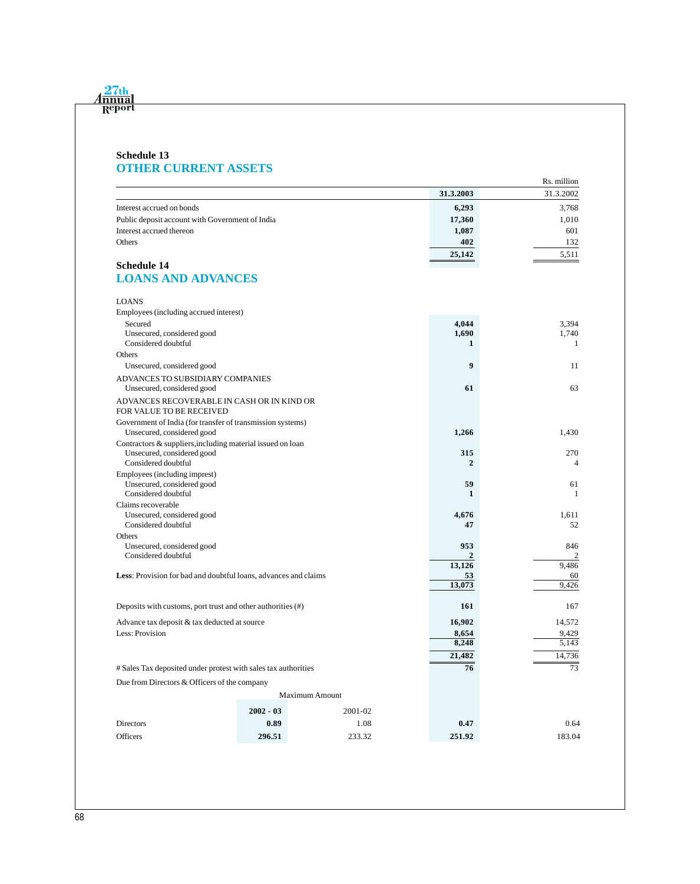## Schedule 13
## OTHER CURRENT ASSETS

Rs. million

| | 31.3.2003 | 31.3.2002 |
|---|---|---|
| Interest accrued on bonds | **6,293** | 3,768 |
| Public deposit account with Government of India | **17,360** | 1,010 |
| Interest accrued thereon | **1,087** | 601 |
| Others | **402** | 132 |
| | **25,142** | 5,511 |

## Schedule 14
## LOANS AND ADVANCES

| | 31.3.2003 | 31.3.2002 |
|---|---|---|
| LOANS | | |
| Employees (including accrued interest) | | |
| Secured | **4,044** | 3,394 |
| Unsecured, considered good | **1,690** | 1,740 |
| Considered doubtful | **1** | 1 |
| Others | | |
| Unsecured, considered good | **9** | 11 |
| ADVANCES TO SUBSIDIARY COMPANIES | | |
| Unsecured, considered good | **61** | 63 |
| ADVANCES RECOVERABLE IN CASH OR IN KIND OR FOR VALUE TO BE RECEIVED | | |
| Government of India (for transfer of transmission systems) | | |
| Unsecured, considered good | **1,266** | 1,430 |
| Contractors & suppliers,including material issued on loan | | |
| Unsecured, considered good | **315** | 270 |
| Considered doubtful | **2** | 4 |
| Employees (including impress) | | |
| Unsecured, considered good | **59** | 61 |
| Considered doubtful | **1** | 1 |
| Claims recoverable | | |
| Unsecured, considered good | **4,676** | 1,611 |
| Considered doubtful | **47** | 52 |
| Others | | |
| Unsecured, considered good | **953** | 846 |
| Considered doubtful | **2** | 2 |
| | **13,126** | 9,486 |
| **Less**: Provision for bad and doubtful loans, advances and claims | **53** | 60 |
| | **13,073** | 9,426 |
| Deposits with customs, port trust and other authorities (#) | **161** | 167 |
| Advance tax deposit & tax deducted at source | **16,902** | 14,572 |
| Less: Provision | **8,654** | 9,429 |
| | **8,248** | 5,143 |
| | **21,482** | 14,736 |
| # Sales Tax deposited under protest with sales tax authorities | **76** | 73 |

Due from Directors & Officers of the company

| | Maximum Amount 2002 - 03 | Maximum Amount 2001-02 | 31.3.2003 | 31.3.2002 |
|---|---|---|---|---|
| Directors | **0.89** | 1.08 | **0.47** | 0.64 |
| Officers | **296.51** | 233.32 | **251.92** | 183.04 |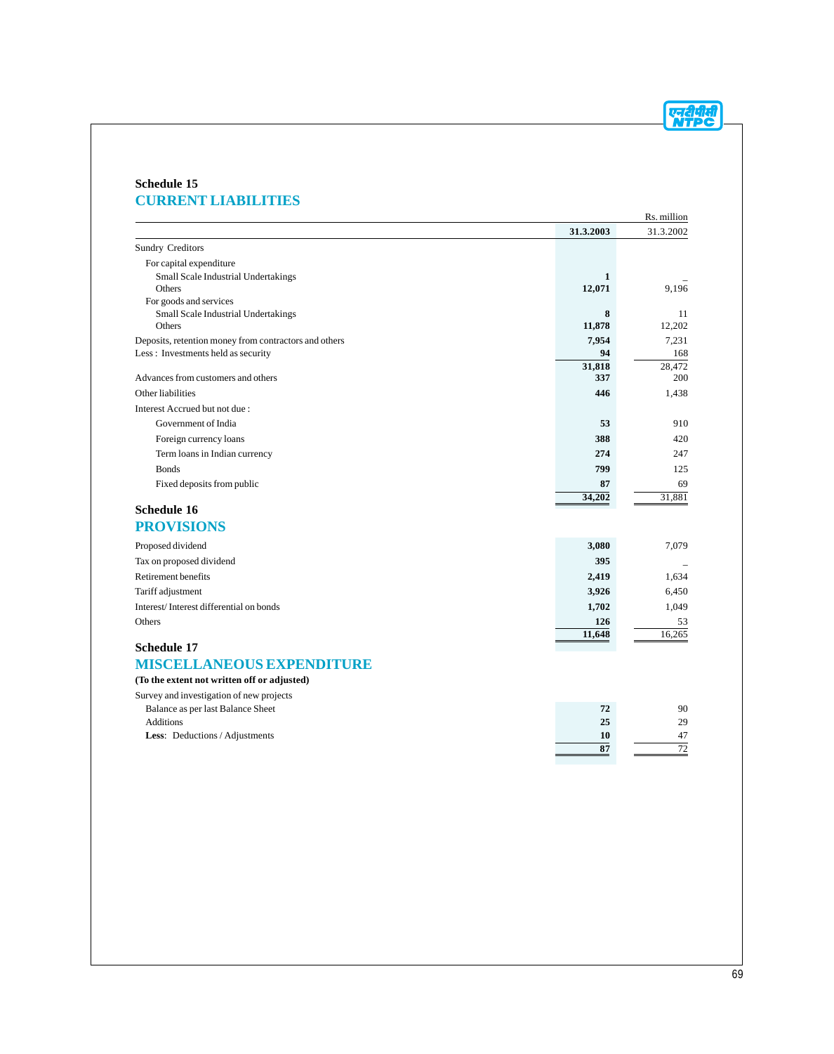## Schedule 15
## CURRENT LIABILITIES

Rs. million

| | 31.3.2003 | 31.3.2002 |
|---|---|---|
| Sundry Creditors | | |
| For capital expenditure | | |
| Small Scale Industrial Undertakings | 1 | – |
| Others | 12,071 | 9,196 |
| For goods and services | | |
| Small Scale Industrial Undertakings | 8 | 11 |
| Others | 11,878 | 12,202 |
| Deposits, retention money from contractors and others | 7,954 | 7,231 |
| Less : Investments held as security | 94 | 168 |
| | 31,818 | 28,472 |
| Advances from customers and others | 337 | 200 |
| Other liabilities | 446 | 1,438 |
| Interest Accrued but not due : | | |
| Government of India | 53 | 910 |
| Foreign currency loans | 388 | 420 |
| Term loans in Indian currency | 274 | 247 |
| Bonds | 799 | 125 |
| Fixed deposits from public | 87 | 69 |
| | 34,202 | 31,881 |

## Schedule 16
## PROVISIONS

| | 31.3.2003 | 31.3.2002 |
|---|---|---|
| Proposed dividend | 3,080 | 7,079 |
| Tax on proposed dividend | 395 | – |
| Retirement benefits | 2,419 | 1,634 |
| Tariff adjustment | 3,926 | 6,450 |
| Interest/ Interest differential on bonds | 1,702 | 1,049 |
| Others | 126 | 53 |
| | 11,648 | 16,265 |

## Schedule 17
## MISCELLANEOUS EXPENDITURE

**(To the extent not written off or adjusted)**

| | 31.3.2003 | 31.3.2002 |
|---|---|---|
| Survey and investigation of new projects | | |
| Balance as per last Balance Sheet | 72 | 90 |
| Additions | 25 | 29 |
| **Less**: Deductions / Adjustments | 10 | 47 |
| | 87 | 72 |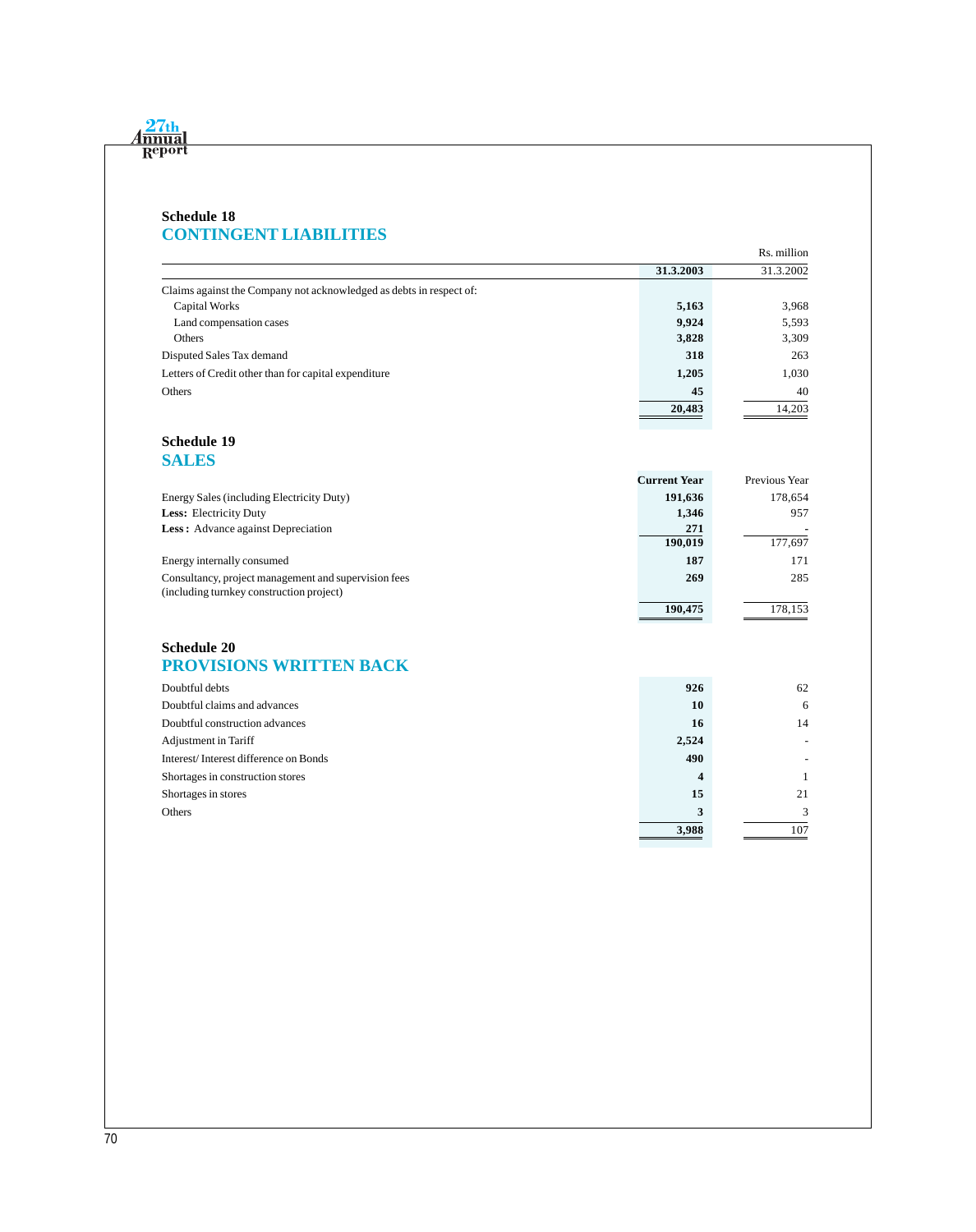## Schedule 18
## CONTINGENT LIABILITIES

Rs. million

| | 31.3.2003 | 31.3.2002 |
|---|---|---|
| Claims against the Company not acknowledged as debts in respect of: | | |
| Capital Works | **5,163** | 3,968 |
| Land compensation cases | **9,924** | 5,593 |
| Others | **3,828** | 3,309 |
| Disputed Sales Tax demand | **318** | 263 |
| Letters of Credit other than for capital expenditure | **1,205** | 1,030 |
| Others | **45** | 40 |
| | **20,483** | 14,203 |

## Schedule 19
## SALES

| | Current Year | Previous Year |
|---|---|---|
| Energy Sales (including Electricity Duty) | **191,636** | 178,654 |
| **Less:** Electricity Duty | **1,346** | 957 |
| **Less :** Advance against Depreciation | **271** | - |
| | **190,019** | 177,697 |
| Energy internally consumed | **187** | 171 |
| Consultancy, project management and supervision fees (including turnkey construction project) | **269** | 285 |
| | **190,475** | 178,153 |

## Schedule 20
## PROVISIONS WRITTEN BACK

| | Current Year | Previous Year |
|---|---|---|
| Doubtful debts | **926** | 62 |
| Doubtful claims and advances | **10** | 6 |
| Doubtful construction advances | **16** | 14 |
| Adjustment in Tariff | **2,524** | - |
| Interest/ Interest difference on Bonds | **490** | - |
| Shortages in construction stores | **4** | 1 |
| Shortages in stores | **15** | 21 |
| Others | **3** | 3 |
| | **3,988** | 107 |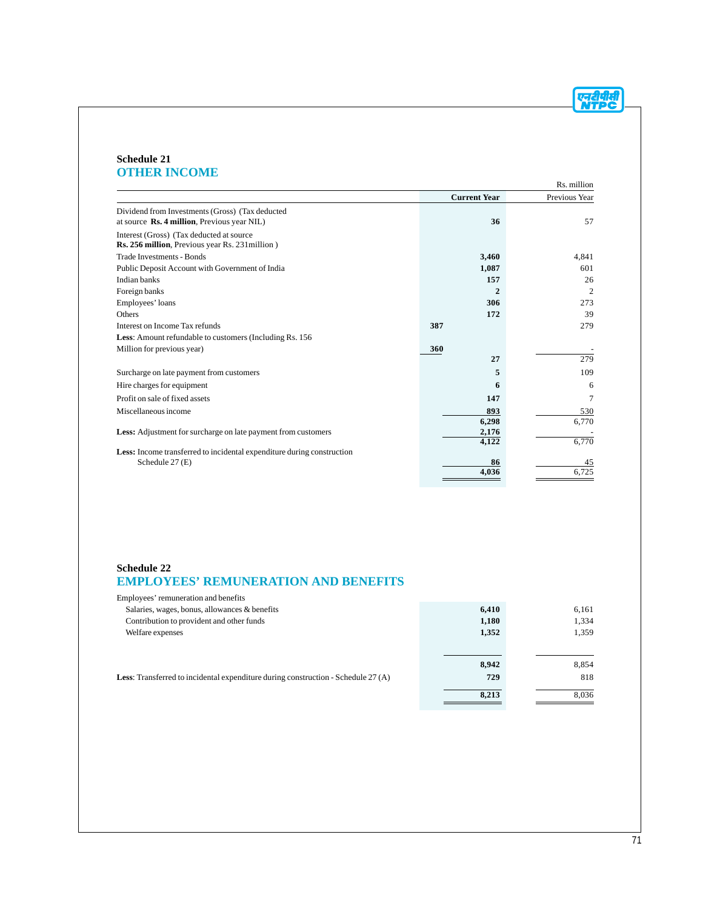## Schedule 21
## OTHER INCOME

Rs. million

| | | Current Year | Previous Year |
|---|---|---|---|
| Dividend from Investments (Gross) (Tax deducted at source **Rs. 4 million**, Previous year NIL) | | **36** | 57 |
| Interest (Gross) (Tax deducted at source **Rs. 256 million**, Previous year Rs. 231million ) | | | |
| Trade Investments - Bonds | | **3,460** | 4,841 |
| Public Deposit Account with Government of India | | **1,087** | 601 |
| Indian banks | | **157** | 26 |
| Foreign banks | | **2** | 2 |
| Employees' loans | | **306** | 273 |
| Others | | **172** | 39 |
| Interest on Income Tax refunds | **387** | | 279 |
| **Less**: Amount refundable to customers (Including Rs. 156 Million for previous year) | **360** | | - |
| | | **27** | 279 |
| Surcharge on late payment from customers | | **5** | 109 |
| Hire charges for equipment | | **6** | 6 |
| Profit on sale of fixed assets | | **147** | 7 |
| Miscellaneous income | | **893** | 530 |
| | | **6,298** | 6,770 |
| **Less:** Adjustment for surcharge on late payment from customers | | **2,176** | - |
| | | **4,122** | 6,770 |
| **Less:** Income transferred to incidental expenditure during construction Schedule 27 (E) | | **86** | 45 |
| | | **4,036** | 6,725 |

## Schedule 22
## EMPLOYEES' REMUNERATION AND BENEFITS

| | Current Year | Previous Year |
|---|---|---|
| Employees' remuneration and benefits | | |
| Salaries, wages, bonus, allowances & benefits | **6,410** | 6,161 |
| Contribution to provident and other funds | **1,180** | 1,334 |
| Welfare expenses | **1,352** | 1,359 |
| | **8,942** | 8,854 |
| **Less**: Transferred to incidental expenditure during construction - Schedule 27 (A) | **729** | 818 |
| | **8,213** | 8,036 |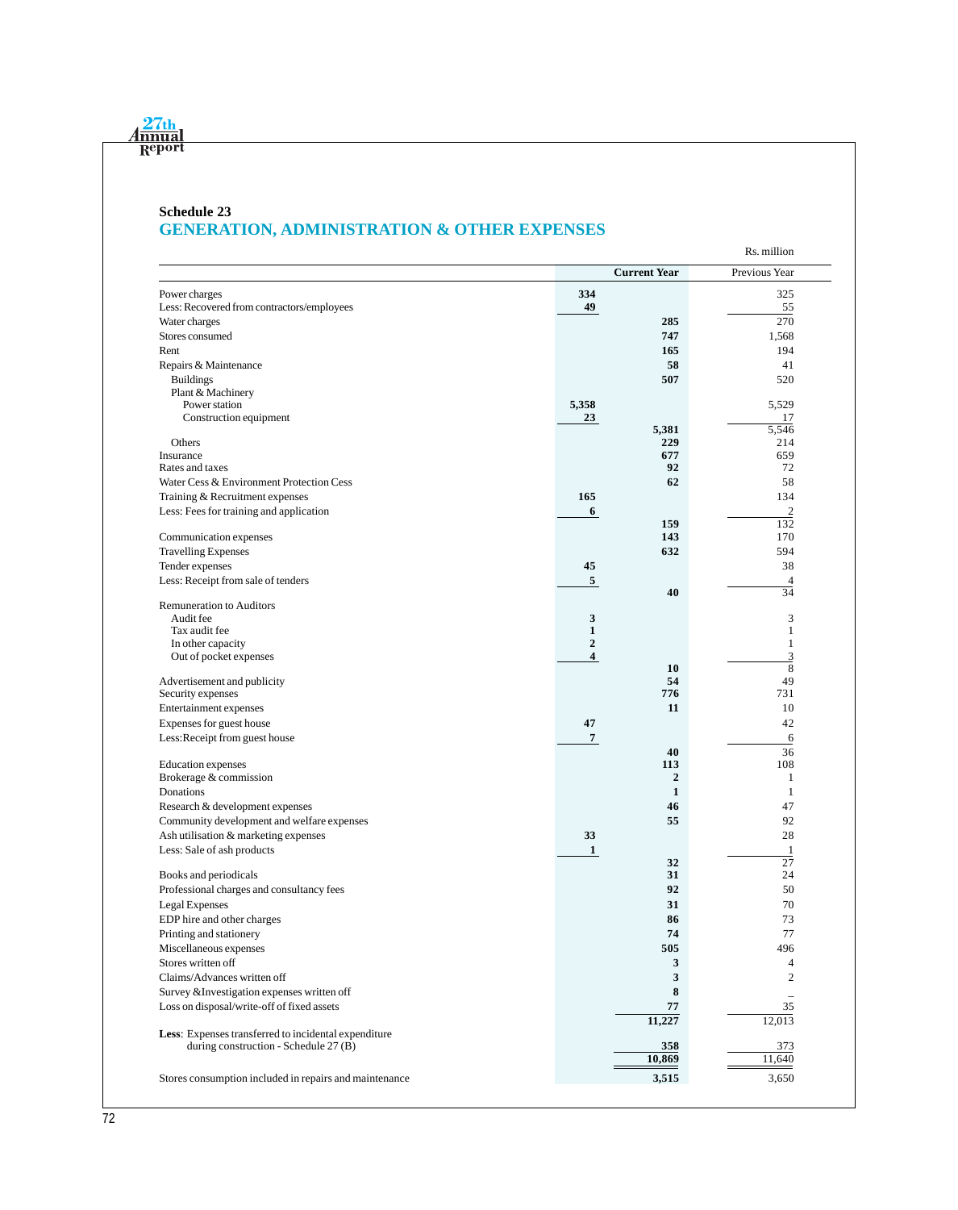## Schedule 23
## GENERATION, ADMINISTRATION & OTHER EXPENSES

Rs. million

| | | Current Year | Previous Year |
|---|---|---|---|
| Power charges | 334 | | 325 |
| Less: Recovered from contractors/employees | 49 | | 55 |
| Water charges | | 285 | 270 |
| Stores consumed | | 747 | 1,568 |
| Rent | | 165 | 194 |
| Repairs & Maintenance | | 58 | 41 |
| Buildings | | 507 | 520 |
| Plant & Machinery | | | |
| Power station | 5,358 | | 5,529 |
| Construction equipment | 23 | | 17 |
| | | 5,381 | 5,546 |
| Others | | 229 | 214 |
| Insurance | | 677 | 659 |
| Rates and taxes | | 92 | 72 |
| Water Cess & Environment Protection Cess | | 62 | 58 |
| Training & Recruitment expenses | 165 | | 134 |
| Less: Fees for training and application | 6 | | 2 |
| | | 159 | 132 |
| Communication expenses | | 143 | 170 |
| Travelling Expenses | | 632 | 594 |
| Tender expenses | 45 | | 38 |
| Less: Receipt from sale of tenders | 5 | | 4 |
| | | 40 | 34 |
| Remuneration to Auditors | | | |
| Audit fee | 3 | | 3 |
| Tax audit fee | 1 | | 1 |
| In other capacity | 2 | | 1 |
| Out of pocket expenses | 4 | | 3 |
| | | 10 | 8 |
| Advertisement and publicity | | 54 | 49 |
| Security expenses | | 776 | 731 |
| Entertainment expenses | | 11 | 10 |
| Expenses for guest house | 47 | | 42 |
| Less:Receipt from guest house | 7 | | 6 |
| | | 40 | 36 |
| Education expenses | | 113 | 108 |
| Brokerage & commission | | 2 | 1 |
| Donations | | 1 | 1 |
| Research & development expenses | | 46 | 47 |
| Community development and welfare expenses | | 55 | 92 |
| Ash utilisation & marketing expenses | 33 | | 28 |
| Less: Sale of ash products | 1 | | 1 |
| | | 32 | 27 |
| Books and periodicals | | 31 | 24 |
| Professional charges and consultancy fees | | 92 | 50 |
| Legal Expenses | | 31 | 70 |
| EDP hire and other charges | | 86 | 73 |
| Printing and stationery | | 74 | 77 |
| Miscellaneous expenses | | 505 | 496 |
| Stores written off | | 3 | 4 |
| Claims/Advances written off | | 3 | 2 |
| Survey &Investigation expenses written off | | 8 | – |
| Loss on disposal/write-off of fixed assets | | 77 | 35 |
| | | 11,227 | 12,013 |
| **Less**: Expenses transferred to incidental expenditure during construction - Schedule 27 (B) | | 358 | 373 |
| | | 10,869 | 11,640 |
| Stores consumption included in repairs and maintenance | | 3,515 | 3,650 |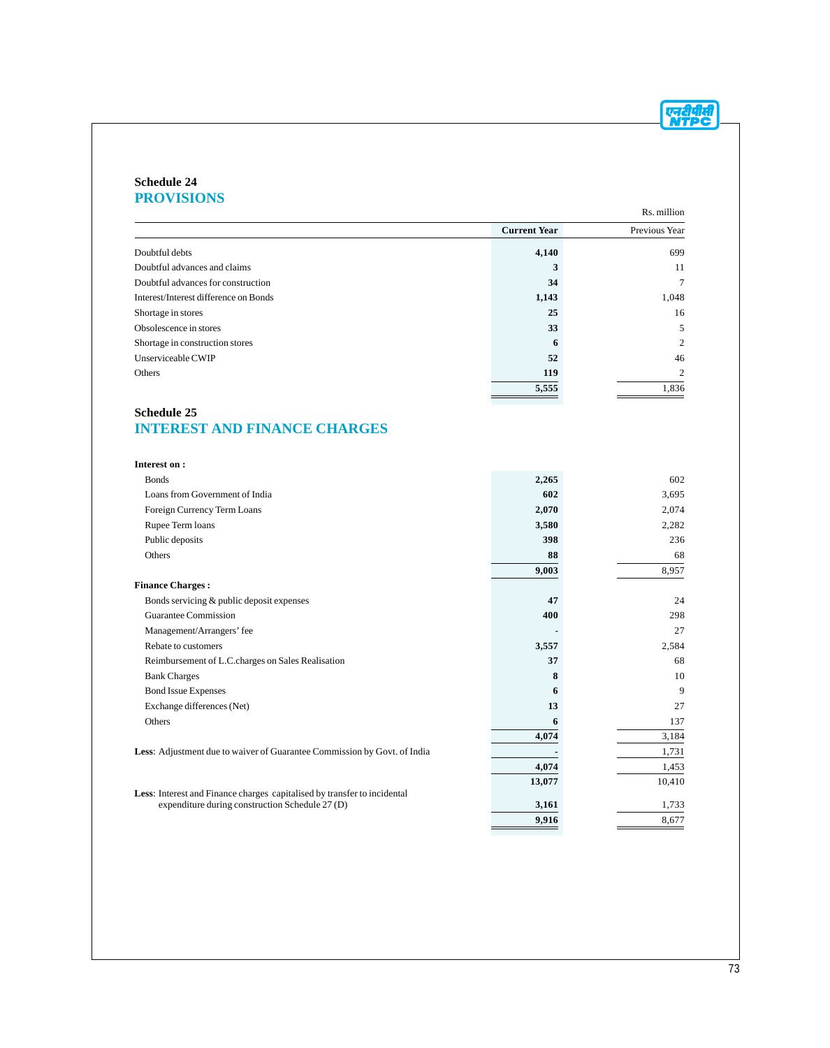## Schedule 24
## PROVISIONS

Rs. million

| | Current Year | Previous Year |
|---|---|---|
| Doubtful debts | **4,140** | 699 |
| Doubtful advances and claims | **3** | 11 |
| Doubtful advances for construction | **34** | 7 |
| Interest/Interest difference on Bonds | **1,143** | 1,048 |
| Shortage in stores | **25** | 16 |
| Obsolescence in stores | **33** | 5 |
| Shortage in construction stores | **6** | 2 |
| Unserviceable CWIP | **52** | 46 |
| Others | **119** | 2 |
| | **5,555** | 1,836 |

## Schedule 25
## INTEREST AND FINANCE CHARGES

| | Current Year | Previous Year |
|---|---|---|
| **Interest on :** | | |
| Bonds | **2,265** | 602 |
| Loans from Government of India | **602** | 3,695 |
| Foreign Currency Term Loans | **2,070** | 2,074 |
| Rupee Term loans | **3,580** | 2,282 |
| Public deposits | **398** | 236 |
| Others | **88** | 68 |
| | **9,003** | 8,957 |
| **Finance Charges :** | | |
| Bonds servicing & public deposit expenses | **47** | 24 |
| Guarantee Commission | **400** | 298 |
| Management/Arrangers' fee | **-** | 27 |
| Rebate to customers | **3,557** | 2,584 |
| Reimbursement of L.C.charges on Sales Realisation | **37** | 68 |
| Bank Charges | **8** | 10 |
| Bond Issue Expenses | **6** | 9 |
| Exchange differences (Net) | **13** | 27 |
| Others | **6** | 137 |
| | **4,074** | 3,184 |
| **Less**: Adjustment due to waiver of Guarantee Commission by Govt. of India | **-** | 1,731 |
| | **4,074** | 1,453 |
| | **13,077** | 10,410 |
| **Less**: Interest and Finance charges capitalised by transfer to incidental expenditure during construction Schedule 27 (D) | **3,161** | 1,733 |
| | **9,916** | 8,677 |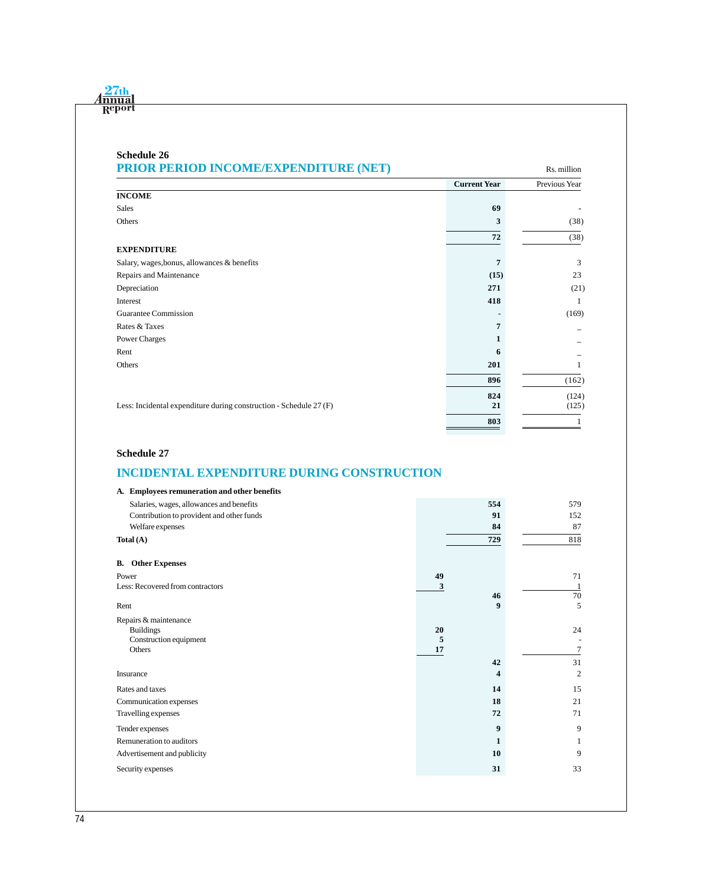## Schedule 26

## PRIOR PERIOD INCOME/EXPENDITURE (NET)

Rs. million

| | Current Year | Previous Year |
|---|---|---|
| **INCOME** | | |
| Sales | **69** | - |
| Others | **3** | (38) |
| | **72** | (38) |
| **EXPENDITURE** | | |
| Salary, wages,bonus, allowances & benefits | **7** | 3 |
| Repairs and Maintenance | **(15)** | 23 |
| Depreciation | **271** | (21) |
| Interest | **418** | 1 |
| Guarantee Commission | **-** | (169) |
| Rates & Taxes | **7** | – |
| Power Charges | **1** | – |
| Rent | **6** | – |
| Others | **201** | 1 |
| | **896** | (162) |
| | **824** | (124) |
| Less: Incidental expenditure during construction - Schedule 27 (F) | **21** | (125) |
| | **803** | 1 |

## Schedule 27

## INCIDENTAL EXPENDITURE DURING CONSTRUCTION

| | | Current Year | Previous Year |
|---|---|---|---|
| **A. Employees remuneration and other benefits** | | | |
| Salaries, wages, allowances and benefits | | **554** | 579 |
| Contribution to provident and other funds | | **91** | 152 |
| Welfare expenses | | **84** | 87 |
| **Total (A)** | | **729** | 818 |
| **B. Other Expenses** | | | |
| Power | **49** | | 71 |
| Less: Recovered from contractors | **3** | | 1 |
| | | **46** | 70 |
| Rent | | **9** | 5 |
| Repairs & maintenance | | | |
| Buildings | **20** | | 24 |
| Construction equipment | **5** | | - |
| Others | **17** | | 7 |
| | | **42** | 31 |
| Insurance | | **4** | 2 |
| Rates and taxes | | **14** | 15 |
| Communication expenses | | **18** | 21 |
| Travelling expenses | | **72** | 71 |
| Tender expenses | | **9** | 9 |
| Remuneration to auditors | | **1** | 1 |
| Advertisement and publicity | | **10** | 9 |
| Security expenses | | **31** | 33 |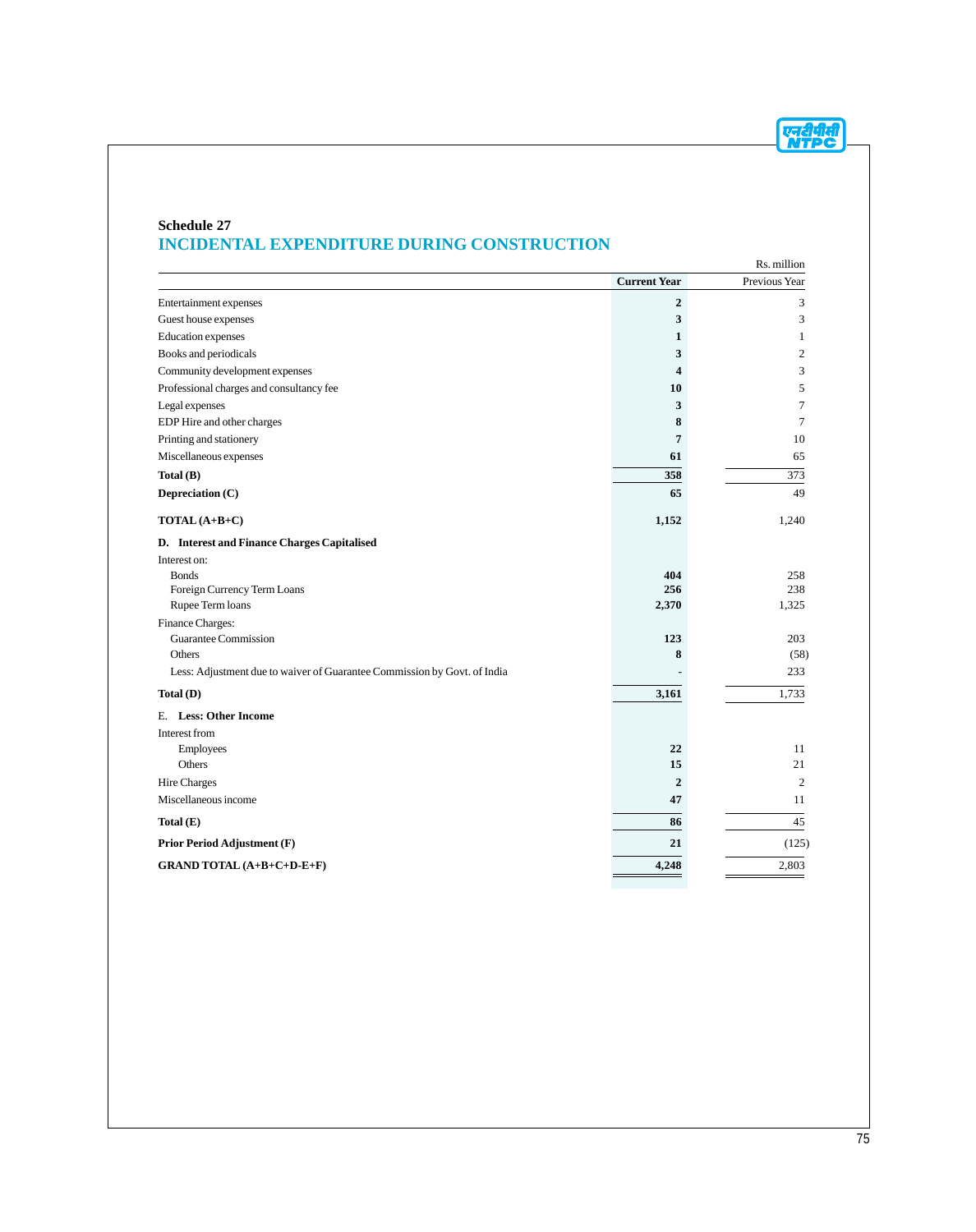## Schedule 27

# INCIDENTAL EXPENDITURE DURING CONSTRUCTION

Rs. million

| | Current Year | Previous Year |
|---|---|---|
| Entertainment expenses | **2** | 3 |
| Guest house expenses | **3** | 3 |
| Education expenses | **1** | 1 |
| Books and periodicals | **3** | 2 |
| Community development expenses | **4** | 3 |
| Professional charges and consultancy fee | **10** | 5 |
| Legal expenses | **3** | 7 |
| EDP Hire and other charges | **8** | 7 |
| Printing and stationery | **7** | 10 |
| Miscellaneous expenses | **61** | 65 |
| **Total (B)** | **358** | 373 |
| **Depreciation (C)** | **65** | 49 |
| **TOTAL (A+B+C)** | **1,152** | 1,240 |
| **D. Interest and Finance Charges Capitalised** | | |
| Interest on: | | |
| Bonds | **404** | 258 |
| Foreign Currency Term Loans | **256** | 238 |
| Rupee Term loans | **2,370** | 1,325 |
| Finance Charges: | | |
| Guarantee Commission | **123** | 203 |
| Others | **8** | (58) |
| Less: Adjustment due to waiver of Guarantee Commission by Govt. of India | - | 233 |
| **Total (D)** | **3,161** | 1,733 |
| E. **Less: Other Income** | | |
| Interest from | | |
| Employees | **22** | 11 |
| Others | **15** | 21 |
| Hire Charges | **2** | 2 |
| Miscellaneous income | **47** | 11 |
| **Total (E)** | **86** | 45 |
| **Prior Period Adjustment (F)** | **21** | (125) |
| **GRAND TOTAL (A+B+C+D-E+F)** | **4,248** | 2,803 |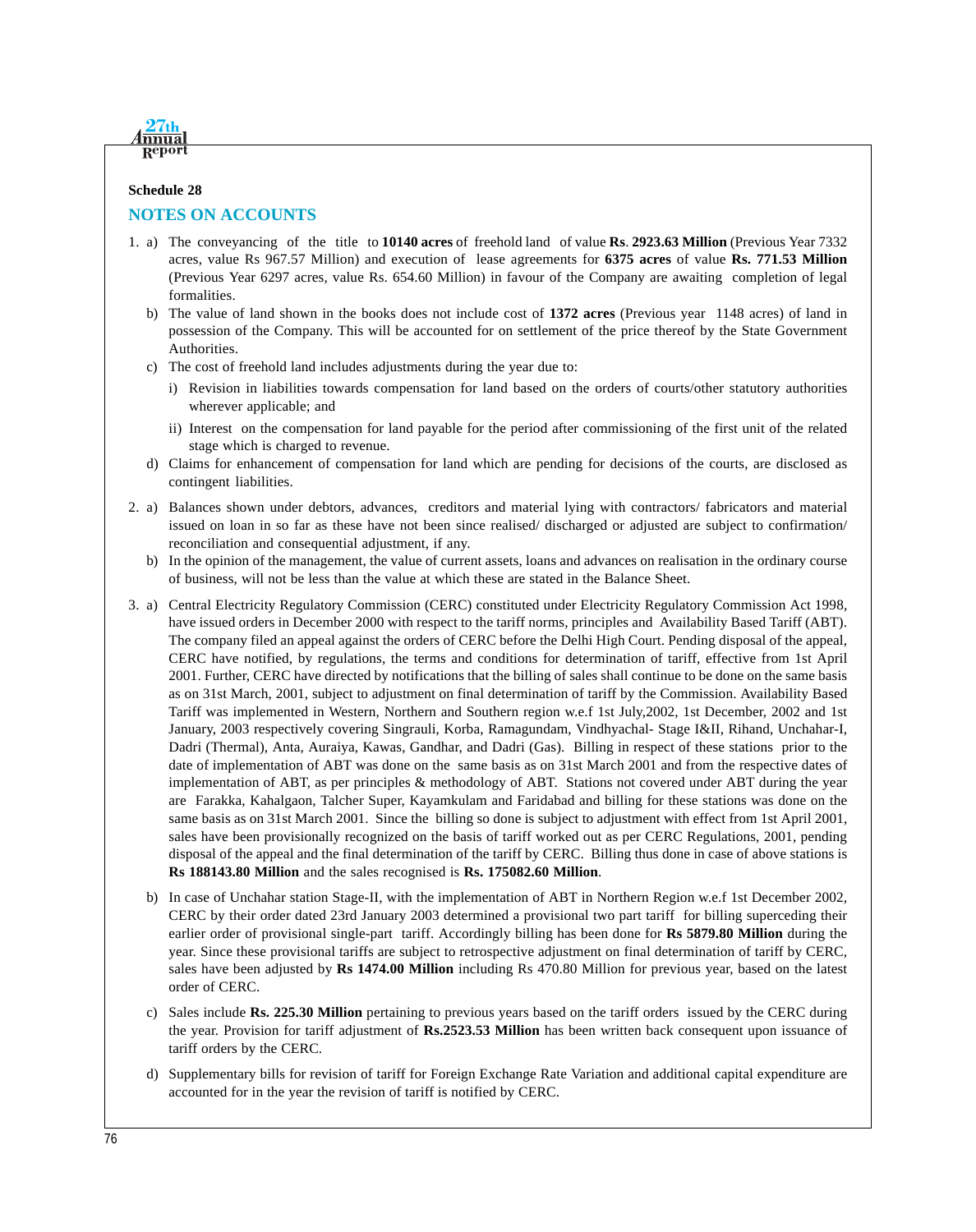**Schedule 28**

## NOTES ON ACCOUNTS

1. a) The conveyancing of the title to **10140 acres** of freehold land of value **Rs**. **2923.63 Million** (Previous Year 7332 acres, value Rs 967.57 Million) and execution of lease agreements for **6375 acres** of value **Rs. 771.53 Million** (Previous Year 6297 acres, value Rs. 654.60 Million) in favour of the Company are awaiting completion of legal formalities.

   b) The value of land shown in the books does not include cost of **1372 acres** (Previous year 1148 acres) of land in possession of the Company. This will be accounted for on settlement of the price thereof by the State Government Authorities.

   c) The cost of freehold land includes adjustments during the year due to:

      i) Revision in liabilities towards compensation for land based on the orders of courts/other statutory authorities wherever applicable; and

      ii) Interest on the compensation for land payable for the period after commissioning of the first unit of the related stage which is charged to revenue.

   d) Claims for enhancement of compensation for land which are pending for decisions of the courts, are disclosed as contingent liabilities.

2. a) Balances shown under debtors, advances, creditors and material lying with contractors/ fabricators and material issued on loan in so far as these have not been since realised/ discharged or adjusted are subject to confirmation/ reconciliation and consequential adjustment, if any.

   b) In the opinion of the management, the value of current assets, loans and advances on realisation in the ordinary course of business, will not be less than the value at which these are stated in the Balance Sheet.

3. a) Central Electricity Regulatory Commission (CERC) constituted under Electricity Regulatory Commission Act 1998, have issued orders in December 2000 with respect to the tariff norms, principles and Availability Based Tariff (ABT). The company filed an appeal against the orders of CERC before the Delhi High Court. Pending disposal of the appeal, CERC have notified, by regulations, the terms and conditions for determination of tariff, effective from 1st April 2001. Further, CERC have directed by notifications that the billing of sales shall continue to be done on the same basis as on 31st March, 2001, subject to adjustment on final determination of tariff by the Commission. Availability Based Tariff was implemented in Western, Northern and Southern region w.e.f 1st July,2002, 1st December, 2002 and 1st January, 2003 respectively covering Singrauli, Korba, Ramagundam, Vindhyachal- Stage I&II, Rihand, Unchahar-I, Dadri (Thermal), Anta, Auraiya, Kawas, Gandhar, and Dadri (Gas). Billing in respect of these stations prior to the date of implementation of ABT was done on the same basis as on 31st March 2001 and from the respective dates of implementation of ABT, as per principles & methodology of ABT. Stations not covered under ABT during the year are Farakka, Kahalgaon, Talcher Super, Kayamkulam and Faridabad and billing for these stations was done on the same basis as on 31st March 2001. Since the billing so done is subject to adjustment with effect from 1st April 2001, sales have been provisionally recognized on the basis of tariff worked out as per CERC Regulations, 2001, pending disposal of the appeal and the final determination of the tariff by CERC. Billing thus done in case of above stations is **Rs 188143.80 Million** and the sales recognised is **Rs. 175082.60 Million**.

   b) In case of Unchahar station Stage-II, with the implementation of ABT in Northern Region w.e.f 1st December 2002, CERC by their order dated 23rd January 2003 determined a provisional two part tariff for billing superceding their earlier order of provisional single-part tariff. Accordingly billing has been done for **Rs 5879.80 Million** during the year. Since these provisional tariffs are subject to retrospective adjustment on final determination of tariff by CERC, sales have been adjusted by **Rs 1474.00 Million** including Rs 470.80 Million for previous year, based on the latest order of CERC.

   c) Sales include **Rs. 225.30 Million** pertaining to previous years based on the tariff orders issued by the CERC during the year. Provision for tariff adjustment of **Rs.2523.53 Million** has been written back consequent upon issuance of tariff orders by the CERC.

   d) Supplementary bills for revision of tariff for Foreign Exchange Rate Variation and additional capital expenditure are accounted for in the year the revision of tariff is notified by CERC.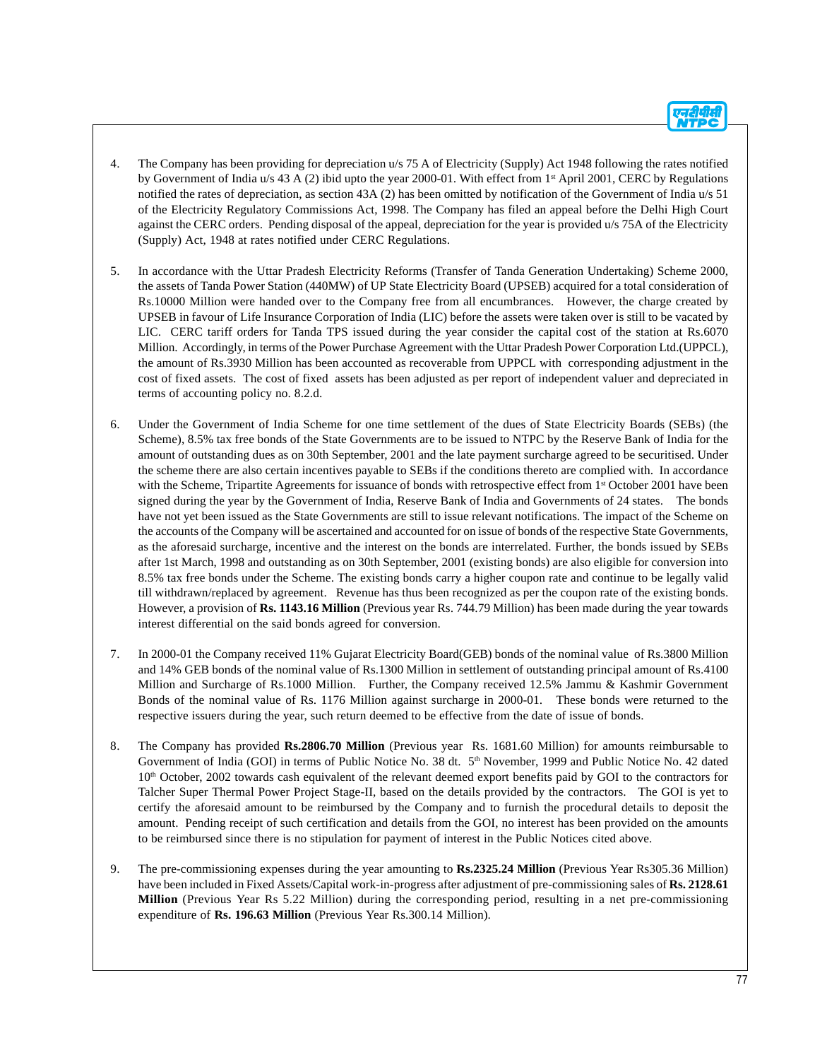4. The Company has been providing for depreciation u/s 75 A of Electricity (Supply) Act 1948 following the rates notified by Government of India u/s 43 A (2) ibid upto the year 2000-01. With effect from 1st April 2001, CERC by Regulations notified the rates of depreciation, as section 43A (2) has been omitted by notification of the Government of India u/s 51 of the Electricity Regulatory Commissions Act, 1998. The Company has filed an appeal before the Delhi High Court against the CERC orders. Pending disposal of the appeal, depreciation for the year is provided u/s 75A of the Electricity (Supply) Act, 1948 at rates notified under CERC Regulations.

5. In accordance with the Uttar Pradesh Electricity Reforms (Transfer of Tanda Generation Undertaking) Scheme 2000, the assets of Tanda Power Station (440MW) of UP State Electricity Board (UPSEB) acquired for a total consideration of Rs.10000 Million were handed over to the Company free from all encumbrances. However, the charge created by UPSEB in favour of Life Insurance Corporation of India (LIC) before the assets were taken over is still to be vacated by LIC. CERC tariff orders for Tanda TPS issued during the year consider the capital cost of the station at Rs.6070 Million. Accordingly, in terms of the Power Purchase Agreement with the Uttar Pradesh Power Corporation Ltd.(UPPCL), the amount of Rs.3930 Million has been accounted as recoverable from UPPCL with corresponding adjustment in the cost of fixed assets. The cost of fixed assets has been adjusted as per report of independent valuer and depreciated in terms of accounting policy no. 8.2.d.

6. Under the Government of India Scheme for one time settlement of the dues of State Electricity Boards (SEBs) (the Scheme), 8.5% tax free bonds of the State Governments are to be issued to NTPC by the Reserve Bank of India for the amount of outstanding dues as on 30th September, 2001 and the late payment surcharge agreed to be securitised. Under the scheme there are also certain incentives payable to SEBs if the conditions thereto are complied with. In accordance with the Scheme, Tripartite Agreements for issuance of bonds with retrospective effect from 1st October 2001 have been signed during the year by the Government of India, Reserve Bank of India and Governments of 24 states. The bonds have not yet been issued as the State Governments are still to issue relevant notifications. The impact of the Scheme on the accounts of the Company will be ascertained and accounted for on issue of bonds of the respective State Governments, as the aforesaid surcharge, incentive and the interest on the bonds are interrelated. Further, the bonds issued by SEBs after 1st March, 1998 and outstanding as on 30th September, 2001 (existing bonds) are also eligible for conversion into 8.5% tax free bonds under the Scheme. The existing bonds carry a higher coupon rate and continue to be legally valid till withdrawn/replaced by agreement. Revenue has thus been recognized as per the coupon rate of the existing bonds. However, a provision of **Rs. 1143.16 Million** (Previous year Rs. 744.79 Million) has been made during the year towards interest differential on the said bonds agreed for conversion.

7. In 2000-01 the Company received 11% Gujarat Electricity Board(GEB) bonds of the nominal value of Rs.3800 Million and 14% GEB bonds of the nominal value of Rs.1300 Million in settlement of outstanding principal amount of Rs.4100 Million and Surcharge of Rs.1000 Million. Further, the Company received 12.5% Jammu & Kashmir Government Bonds of the nominal value of Rs. 1176 Million against surcharge in 2000-01. These bonds were returned to the respective issuers during the year, such return deemed to be effective from the date of issue of bonds.

8. The Company has provided **Rs.2806.70 Million** (Previous year Rs. 1681.60 Million) for amounts reimbursable to Government of India (GOI) in terms of Public Notice No. 38 dt. 5th November, 1999 and Public Notice No. 42 dated 10th October, 2002 towards cash equivalent of the relevant deemed export benefits paid by GOI to the contractors for Talcher Super Thermal Power Project Stage-II, based on the details provided by the contractors. The GOI is yet to certify the aforesaid amount to be reimbursed by the Company and to furnish the procedural details to deposit the amount. Pending receipt of such certification and details from the GOI, no interest has been provided on the amounts to be reimbursed since there is no stipulation for payment of interest in the Public Notices cited above.

9. The pre-commissioning expenses during the year amounting to **Rs.2325.24 Million** (Previous Year Rs305.36 Million) have been included in Fixed Assets/Capital work-in-progress after adjustment of pre-commissioning sales of **Rs. 2128.61 Million** (Previous Year Rs 5.22 Million) during the corresponding period, resulting in a net pre-commissioning expenditure of **Rs. 196.63 Million** (Previous Year Rs.300.14 Million).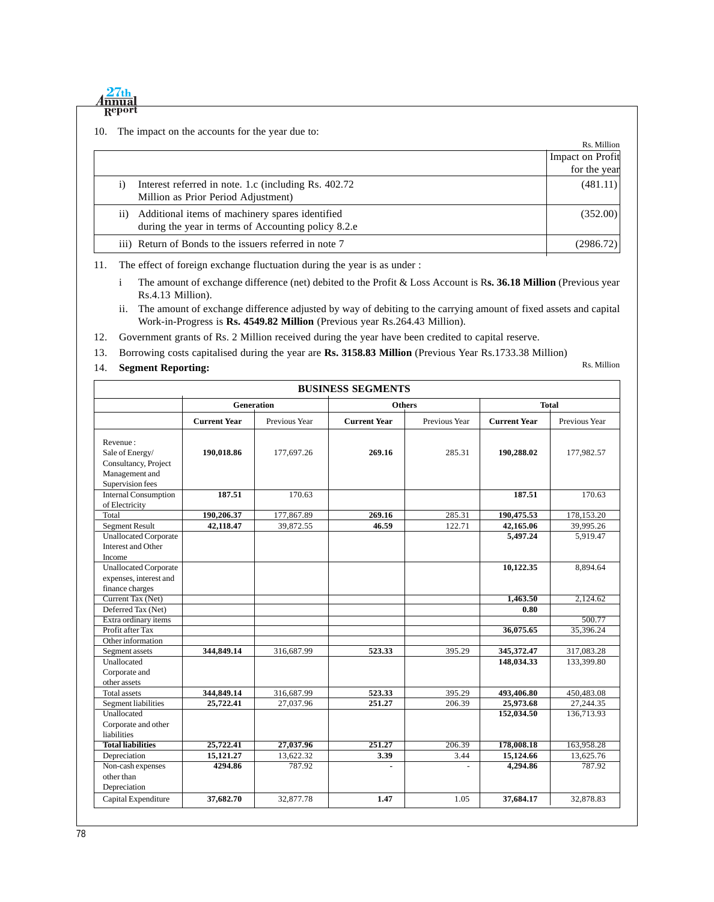10. The impact on the accounts for the year due to:

Rs. Million

| | Impact on Profit for the year |
|---|---|
| i) Interest referred in note. 1.c (including Rs. 402.72 Million as Prior Period Adjustment) | (481.11) |
| ii) Additional items of machinery spares identified during the year in terms of Accounting policy 8.2.e | (352.00) |
| iii) Return of Bonds to the issuers referred in note 7 | (2986.72) |

11. The effect of foreign exchange fluctuation during the year is as under :

   i The amount of exchange difference (net) debited to the Profit & Loss Account is R**s. 36.18 Million** (Previous year Rs.4.13 Million).

   ii. The amount of exchange difference adjusted by way of debiting to the carrying amount of fixed assets and capital Work-in-Progress is **Rs. 4549.82 Million** (Previous year Rs.264.43 Million).

12. Government grants of Rs. 2 Million received during the year have been credited to capital reserve.

13. Borrowing costs capitalised during the year are **Rs. 3158.83 Million** (Previous Year Rs.1733.38 Million)

14. **Segment Reporting:**

Rs. Million

| BUSINESS SEGMENTS | | | | | | |
|---|---|---|---|---|---|---|
| | **Generation** | | **Others** | | **Total** | |
| | **Current Year** | Previous Year | **Current Year** | Previous Year | **Current Year** | Previous Year |
| Revenue : Sale of Energy/ Consultancy, Project Management and Supervision fees | **190,018.86** | 177,697.26 | **269.16** | 285.31 | **190,288.02** | 177,982.57 |
| Internal Consumption of Electricity | **187.51** | 170.63 | | | **187.51** | 170.63 |
| Total | **190,206.37** | 177,867.89 | **269.16** | 285.31 | **190,475.53** | 178,153.20 |
| Segment Result | **42,118.47** | 39,872.55 | **46.59** | 122.71 | **42,165.06** | 39,995.26 |
| Unallocated Corporate Interest and Other Income | | | | | **5,497.24** | 5,919.47 |
| Unallocated Corporate expenses, interest and finance charges | | | | | **10,122.35** | 8,894.64 |
| Current Tax (Net) | | | | | **1,463.50** | 2,124.62 |
| Deferred Tax (Net) | | | | | **0.80** | |
| Extra ordinary items | | | | | | 500.77 |
| Profit after Tax | | | | | **36,075.65** | 35,396.24 |
| Other information | | | | | | |
| Segment assets | **344,849.14** | 316,687.99 | **523.33** | 395.29 | **345,372.47** | 317,083.28 |
| Unallocated Corporate and other assets | | | | | **148,034.33** | 133,399.80 |
| Total assets | **344,849.14** | 316,687.99 | **523.33** | 395.29 | **493,406.80** | 450,483.08 |
| Segment liabilities | **25,722.41** | 27,037.96 | **251.27** | 206.39 | **25,973.68** | 27,244.35 |
| Unallocated Corporate and other liabilities | | | | | **152,034.50** | 136,713.93 |
| **Total liabilities** | **25,722.41** | **27,037.96** | **251.27** | 206.39 | **178,008.18** | 163,958.28 |
| Depreciation | **15,121.27** | 13,622.32 | **3.39** | 3.44 | **15,124.66** | 13,625.76 |
| Non-cash expenses other than Depreciation | **4294.86** | 787.92 | **-** | - | **4,294.86** | 787.92 |
| Capital Expenditure | **37,682.70** | 32,877.78 | **1.47** | 1.05 | **37,684.17** | 32,878.83 |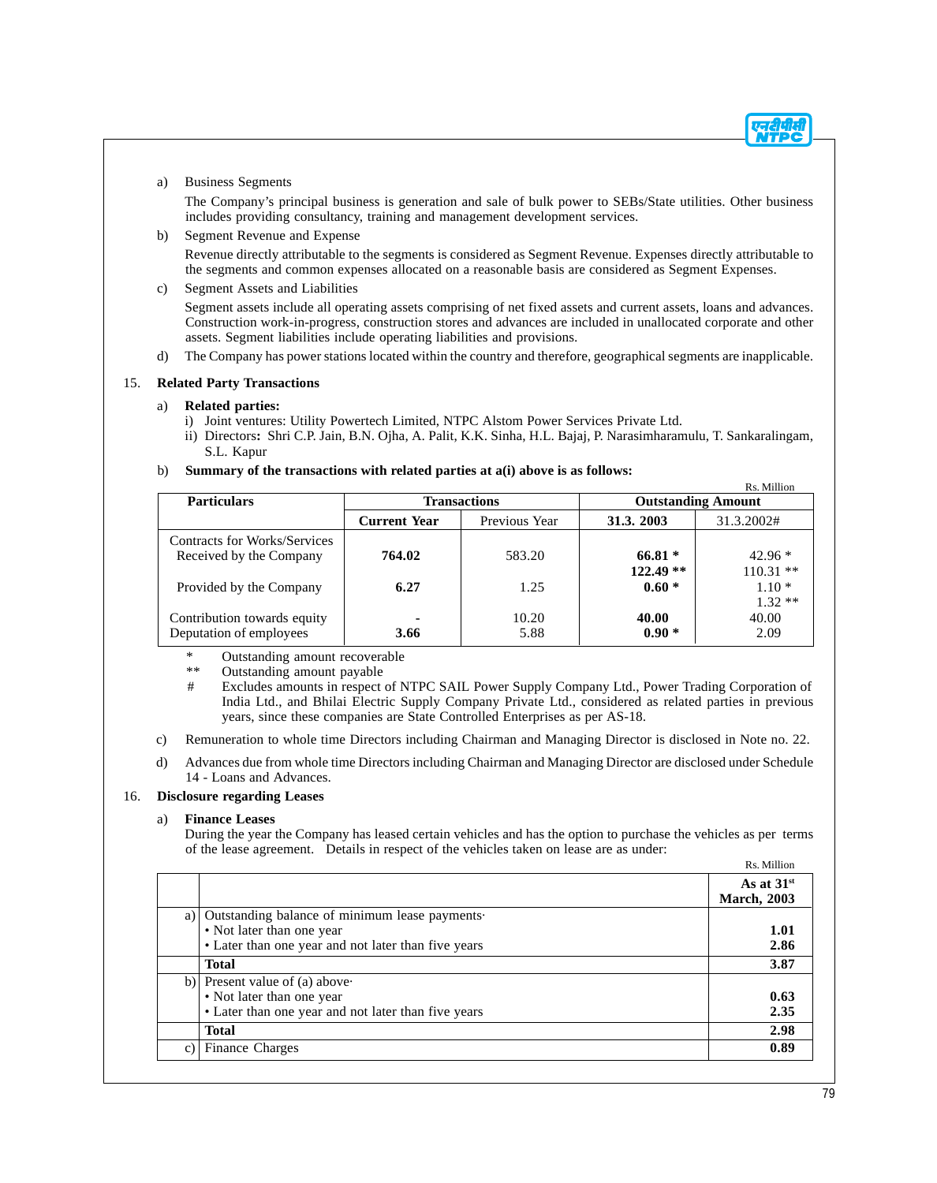a) Business Segments

The Company's principal business is generation and sale of bulk power to SEBs/State utilities. Other business includes providing consultancy, training and management development services.

b) Segment Revenue and Expense

Revenue directly attributable to the segments is considered as Segment Revenue. Expenses directly attributable to the segments and common expenses allocated on a reasonable basis are considered as Segment Expenses.

c) Segment Assets and Liabilities

Segment assets include all operating assets comprising of net fixed assets and current assets, loans and advances. Construction work-in-progress, construction stores and advances are included in unallocated corporate and other assets. Segment liabilities include operating liabilities and provisions.

d) The Company has power stations located within the country and therefore, geographical segments are inapplicable.

## 15. Related Party Transactions

a) **Related parties:**

i) Joint ventures: Utility Powertech Limited, NTPC Alstom Power Services Private Ltd.

ii) Directors**:** Shri C.P. Jain, B.N. Ojha, A. Palit, K.K. Sinha, H.L. Bajaj, P. Narasimharamulu, T. Sankaralingam, S.L. Kapur

b) **Summary of the transactions with related parties at a(i) above is as follows:**

Rs. Million

| Particulars | Transactions | | Outstanding Amount | |
|---|---|---|---|---|
| | **Current Year** | Previous Year | **31.3. 2003** | 31.3.2002# |
| Contracts for Works/Services Received by the Company | **764.02** | 583.20 | **66.81 ***<br>**122.49 **** | 42.96 *<br>110.31 ** |
| Provided by the Company | **6.27** | 1.25 | **0.60 *** | 1.10 *<br>1.32 ** |
| Contribution towards equity | **-** | 10.20 | **40.00** | 40.00 |
| Deputation of employees | **3.66** | 5.88 | **0.90 *** | 2.09 |

\* Outstanding amount recoverable

\** Outstanding amount payable

\# Excludes amounts in respect of NTPC SAIL Power Supply Company Ltd., Power Trading Corporation of India Ltd., and Bhilai Electric Supply Company Private Ltd., considered as related parties in previous years, since these companies are State Controlled Enterprises as per AS-18.

c) Remuneration to whole time Directors including Chairman and Managing Director is disclosed in Note no. 22.

d) Advances due from whole time Directors including Chairman and Managing Director are disclosed under Schedule 14 - Loans and Advances.

## 16. Disclosure regarding Leases

a) **Finance Leases**

During the year the Company has leased certain vehicles and has the option to purchase the vehicles as per terms of the lease agreement. Details in respect of the vehicles taken on lease are as under:

Rs. Million

| | | **As at 31st March, 2003** |
|---|---|---|
| a) | Outstanding balance of minimum lease payments·<br>• Not later than one year<br>• Later than one year and not later than five years | <br>**1.01**<br>**2.86** |
| | **Total** | **3.87** |
| b) | Present value of (a) above·<br>• Not later than one year<br>• Later than one year and not later than five years | <br>**0.63**<br>**2.35** |
| | **Total** | **2.98** |
| c) | Finance Charges | **0.89** |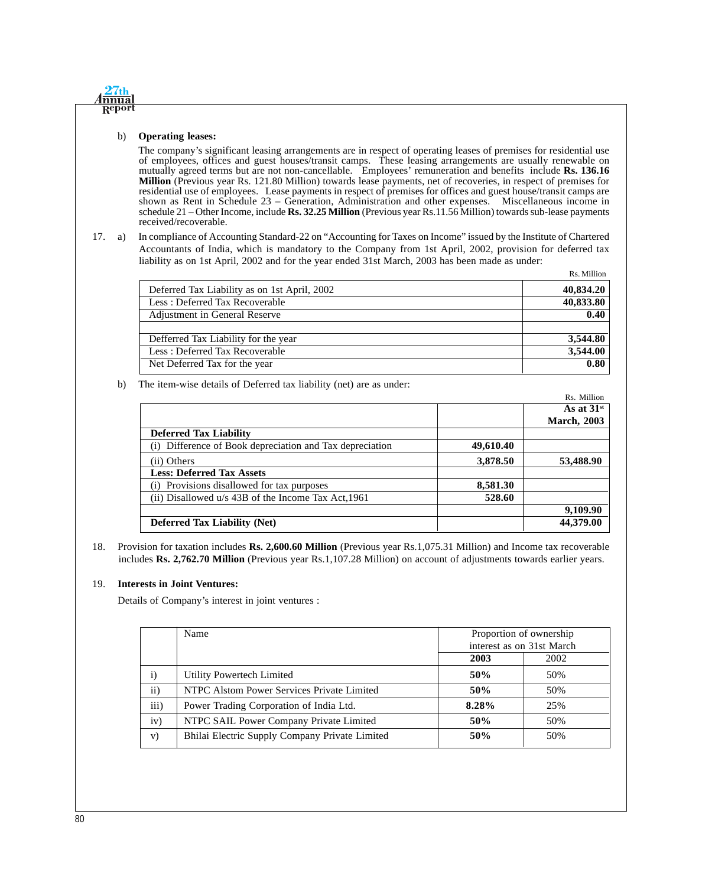b) **Operating leases:**

The company's significant leasing arrangements are in respect of operating leases of premises for residential use of employees, offices and guest houses/transit camps. These leasing arrangements are usually renewable on mutually agreed terms but are not non-cancellable. Employees' remuneration and benefits include **Rs. 136.16 Million** (Previous year Rs. 121.80 Million) towards lease payments, net of recoveries, in respect of premises for residential use of employees. Lease payments in respect of premises for offices and guest house/transit camps are shown as Rent in Schedule 23 – Generation, Administration and other expenses. Miscellaneous income in schedule 21 – Other Income, include **Rs. 32.25 Million** (Previous year Rs.11.56 Million) towards sub-lease payments received/recoverable.

17. a) In compliance of Accounting Standard-22 on "Accounting for Taxes on Income" issued by the Institute of Chartered Accountants of India, which is mandatory to the Company from 1st April, 2002, provision for deferred tax liability as on 1st April, 2002 and for the year ended 31st March, 2003 has been made as under:

Rs. Million

| | |
|---|---|
| Deferred Tax Liability as on 1st April, 2002 | **40,834.20** |
| Less : Deferred Tax Recoverable | **40,833.80** |
| Adjustment in General Reserve | **0.40** |
| | |
| Defferred Tax Liability for the year | **3,544.80** |
| Less : Deferred Tax Recoverable | **3,544.00** |
| Net Deferred Tax for the year | **0.80** |

b) The item-wise details of Deferred tax liability (net) are as under:

Rs. Million

| | | As at 31st March, 2003 |
|---|---|---|
| **Deferred Tax Liability** | | |
| (i) Difference of Book depreciation and Tax depreciation | **49,610.40** | |
| (ii) Others | **3,878.50** | **53,488.90** |
| **Less: Deferred Tax Assets** | | |
| (i) Provisions disallowed for tax purposes | **8,581.30** | |
| (ii) Disallowed u/s 43B of the Income Tax Act,1961 | **528.60** | |
| | | **9,109.90** |
| **Deferred Tax Liability (Net)** | | **44,379.00** |

18. Provision for taxation includes **Rs. 2,600.60 Million** (Previous year Rs.1,075.31 Million) and Income tax recoverable includes **Rs. 2,762.70 Million** (Previous year Rs.1,107.28 Million) on account of adjustments towards earlier years.

19. **Interests in Joint Ventures:**

Details of Company's interest in joint ventures :

| | Name | Proportion of ownership interest as on 31st March | |
|---|---|---|---|
| | | **2003** | 2002 |
| i) | Utility Powertech Limited | **50%** | 50% |
| ii) | NTPC Alstom Power Services Private Limited | **50%** | 50% |
| iii) | Power Trading Corporation of India Ltd. | **8.28%** | 25% |
| iv) | NTPC SAIL Power Company Private Limited | **50%** | 50% |
| v) | Bhilai Electric Supply Company Private Limited | **50%** | 50% |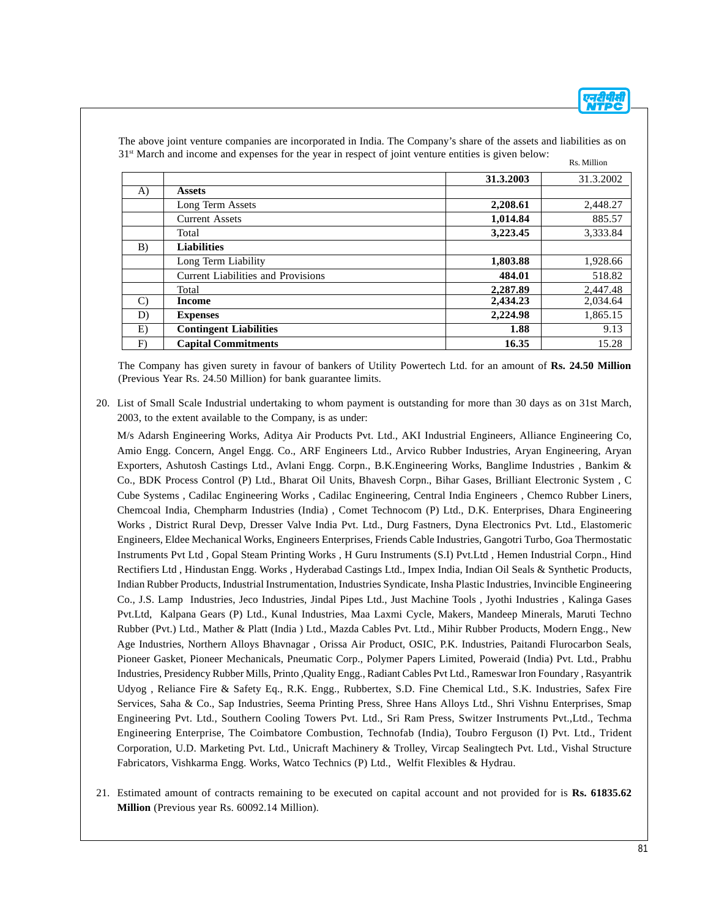The above joint venture companies are incorporated in India. The Company's share of the assets and liabilities as on 31st March and income and expenses for the year in respect of joint venture entities is given below:

Rs. Million

| | | 31.3.2003 | 31.3.2002 |
|---|---|---|---|
| A) | **Assets** | | |
| | Long Term Assets | **2,208.61** | 2,448.27 |
| | Current Assets | **1,014.84** | 885.57 |
| | Total | **3,223.45** | 3,333.84 |
| B) | **Liabilities** | | |
| | Long Term Liability | **1,803.88** | 1,928.66 |
| | Current Liabilities and Provisions | **484.01** | 518.82 |
| | Total | **2,287.89** | 2,447.48 |
| C) | **Income** | **2,434.23** | 2,034.64 |
| D) | **Expenses** | **2,224.98** | 1,865.15 |
| E) | **Contingent Liabilities** | **1.88** | 9.13 |
| F) | **Capital Commitments** | **16.35** | 15.28 |

The Company has given surety in favour of bankers of Utility Powertech Ltd. for an amount of **Rs. 24.50 Million** (Previous Year Rs. 24.50 Million) for bank guarantee limits.

20. List of Small Scale Industrial undertaking to whom payment is outstanding for more than 30 days as on 31st March, 2003, to the extent available to the Company, is as under:

    M/s Adarsh Engineering Works, Aditya Air Products Pvt. Ltd., AKI Industrial Engineers, Alliance Engineering Co, Amio Engg. Concern, Angel Engg. Co., ARF Engineers Ltd., Arvico Rubber Industries, Aryan Engineering, Aryan Exporters, Ashutosh Castings Ltd., Avlani Engg. Corpn., B.K.Engineering Works, Banglime Industries , Bankim & Co., BDK Process Control (P) Ltd., Bharat Oil Units, Bhavesh Corpn., Bihar Gases, Brilliant Electronic System , C Cube Systems , Cadilac Engineering Works , Cadilac Engineering, Central India Engineers , Chemco Rubber Liners, Chemcoal India, Chempharm Industries (India) , Comet Technocom (P) Ltd., D.K. Enterprises, Dhara Engineering Works , District Rural Devp, Dresser Valve India Pvt. Ltd., Durg Fastners, Dyna Electronics Pvt. Ltd., Elastomeric Engineers, Eldee Mechanical Works, Engineers Enterprises, Friends Cable Industries, Gangotri Turbo, Goa Thermostatic Instruments Pvt Ltd , Gopal Steam Printing Works , H Guru Instruments (S.I) Pvt.Ltd , Hemen Industrial Corpn., Hind Rectifiers Ltd , Hindustan Engg. Works , Hyderabad Castings Ltd., Impex India, Indian Oil Seals & Synthetic Products, Indian Rubber Products, Industrial Instrumentation, Industries Syndicate, Insha Plastic Industries, Invincible Engineering Co., J.S. Lamp Industries, Jeco Industries, Jindal Pipes Ltd., Just Machine Tools , Jyothi Industries , Kalinga Gases Pvt.Ltd, Kalpana Gears (P) Ltd., Kunal Industries, Maa Laxmi Cycle, Makers, Mandeep Minerals, Maruti Techno Rubber (Pvt.) Ltd., Mather & Platt (India ) Ltd., Mazda Cables Pvt. Ltd., Mihir Rubber Products, Modern Engg., New Age Industries, Northern Alloys Bhavnagar , Orissa Air Product, OSIC, P.K. Industries, Paitandi Flurocarbon Seals, Pioneer Gasket, Pioneer Mechanicals, Pneumatic Corp., Polymer Papers Limited, Poweraid (India) Pvt. Ltd., Prabhu Industries, Presidency Rubber Mills, Printo ,Quality Engg., Radiant Cables Pvt Ltd., Rameswar Iron Foundary , Rasyantrik Udyog , Reliance Fire & Safety Eq., R.K. Engg., Rubbertex, S.D. Fine Chemical Ltd., S.K. Industries, Safex Fire Services, Saha & Co., Sap Industries, Seema Printing Press, Shree Hans Alloys Ltd., Shri Vishnu Enterprises, Smap Engineering Pvt. Ltd., Southern Cooling Towers Pvt. Ltd., Sri Ram Press, Switzer Instruments Pvt.,Ltd., Techma Engineering Enterprise, The Coimbatore Combustion, Technofab (India), Toubro Ferguson (I) Pvt. Ltd., Trident Corporation, U.D. Marketing Pvt. Ltd., Unicraft Machinery & Trolley, Vircap Sealingtech Pvt. Ltd., Vishal Structure Fabricators, Vishkarma Engg. Works, Watco Technics (P) Ltd., Welfit Flexibles & Hydrau.

21. Estimated amount of contracts remaining to be executed on capital account and not provided for is **Rs. 61835.62 Million** (Previous year Rs. 60092.14 Million).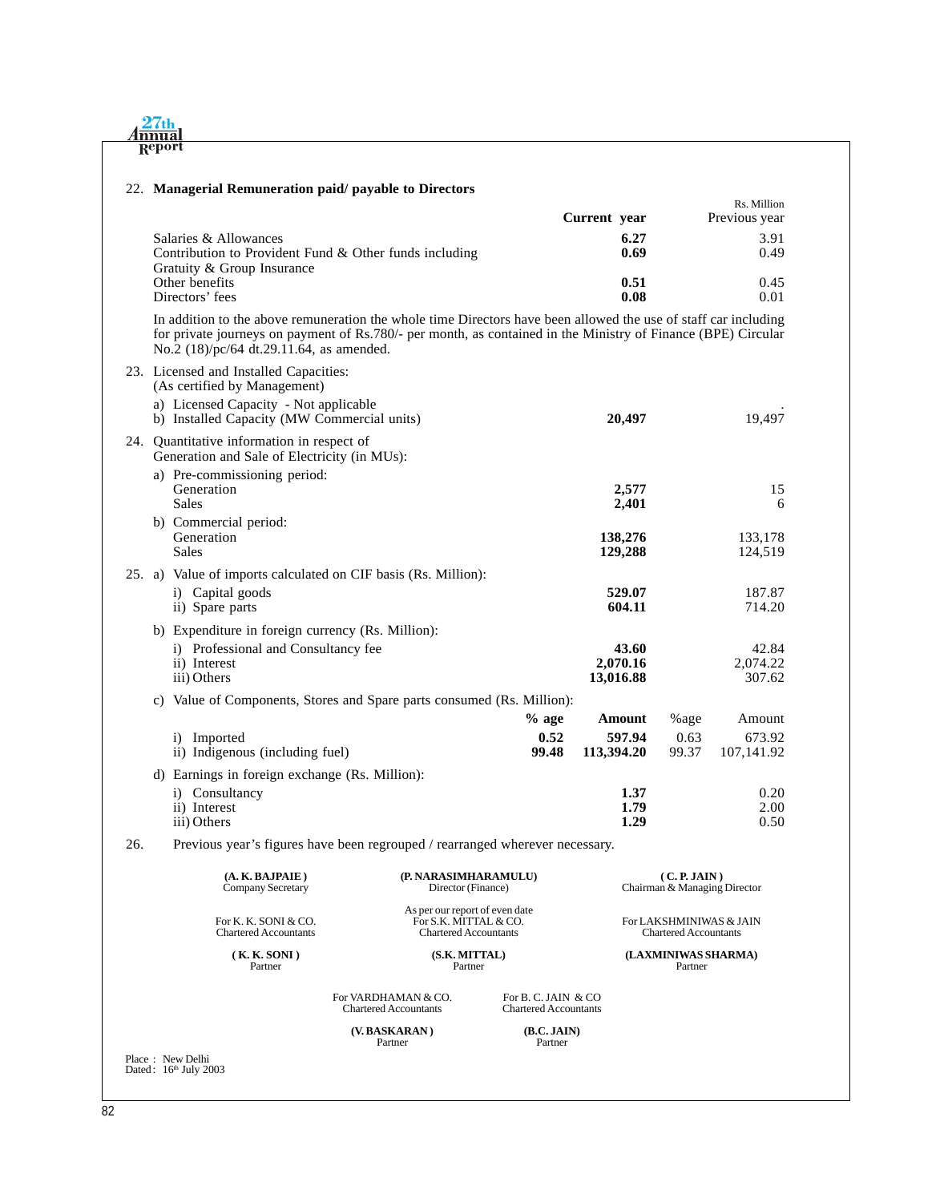22. **Managerial Remuneration paid/ payable to Directors**

Rs. Million

| | **Current year** | Previous year |
|---|---|---|
| Salaries & Allowances | **6.27** | 3.91 |
| Contribution to Provident Fund & Other funds including Gratuity & Group Insurance | **0.69** | 0.49 |
| Other benefits | **0.51** | 0.45 |
| Directors' fees | **0.08** | 0.01 |

In addition to the above remuneration the whole time Directors have been allowed the use of staff car including for private journeys on payment of Rs.780/- per month, as contained in the Ministry of Finance (BPE) Circular No.2 (18)/pc/64 dt.29.11.64, as amended.

23. Licensed and Installed Capacities: (As certified by Management)

| | | |
|---|---|---|
| a) Licensed Capacity - Not applicable | | . |
| b) Installed Capacity (MW Commercial units) | **20,497** | 19,497 |

24. Quantitative information in respect of Generation and Sale of Electricity (in MUs):

| | | |
|---|---|---|
| a) Pre-commissioning period: | | |
| Generation | **2,577** | 15 |
| Sales | **2,401** | 6 |
| b) Commercial period: | | |
| Generation | **138,276** | 133,178 |
| Sales | **129,288** | 124,519 |

25. a) Value of imports calculated on CIF basis (Rs. Million):

| | | |
|---|---|---|
| i) Capital goods | **529.07** | 187.87 |
| ii) Spare parts | **604.11** | 714.20 |

b) Expenditure in foreign currency (Rs. Million):

| | | |
|---|---|---|
| i) Professional and Consultancy fee | **43.60** | 42.84 |
| ii) Interest | **2,070.16** | 2,074.22 |
| iii) Others | **13,016.88** | 307.62 |

c) Value of Components, Stores and Spare parts consumed (Rs. Million):

| | **% age** | **Amount** | %age | Amount |
|---|---|---|---|---|
| i) Imported | **0.52** | **597.94** | 0.63 | 673.92 |
| ii) Indigenous (including fuel) | **99.48** | **113,394.20** | 99.37 | 107,141.92 |

d) Earnings in foreign exchange (Rs. Million):

| | | |
|---|---|---|
| i) Consultancy | **1.37** | 0.20 |
| ii) Interest | **1.79** | 2.00 |
| iii) Others | **1.29** | 0.50 |

26. Previous year's figures have been regrouped / rearranged wherever necessary.

**(A. K. BAJPAIE)**
Company Secretary

**(P. NARASIMHARAMULU)**
Director (Finance)

**(C. P. JAIN)**
Chairman & Managing Director

As per our report of even date

For K. K. SONI & CO.
Chartered Accountants

**(K. K. SONI)**
Partner

For S.K. MITTAL & CO.
Chartered Accountants

**(S.K. MITTAL)**
Partner

For LAKSHMINIWAS & JAIN
Chartered Accountants

**(LAXMINIWAS SHARMA)**
Partner

For VARDHAMAN & CO.
Chartered Accountants

**(V. BASKARAN)**
Partner

For B. C. JAIN & CO
Chartered Accountants

**(B.C. JAIN)**
Partner

Place : New Delhi
Dated : 16th July 2003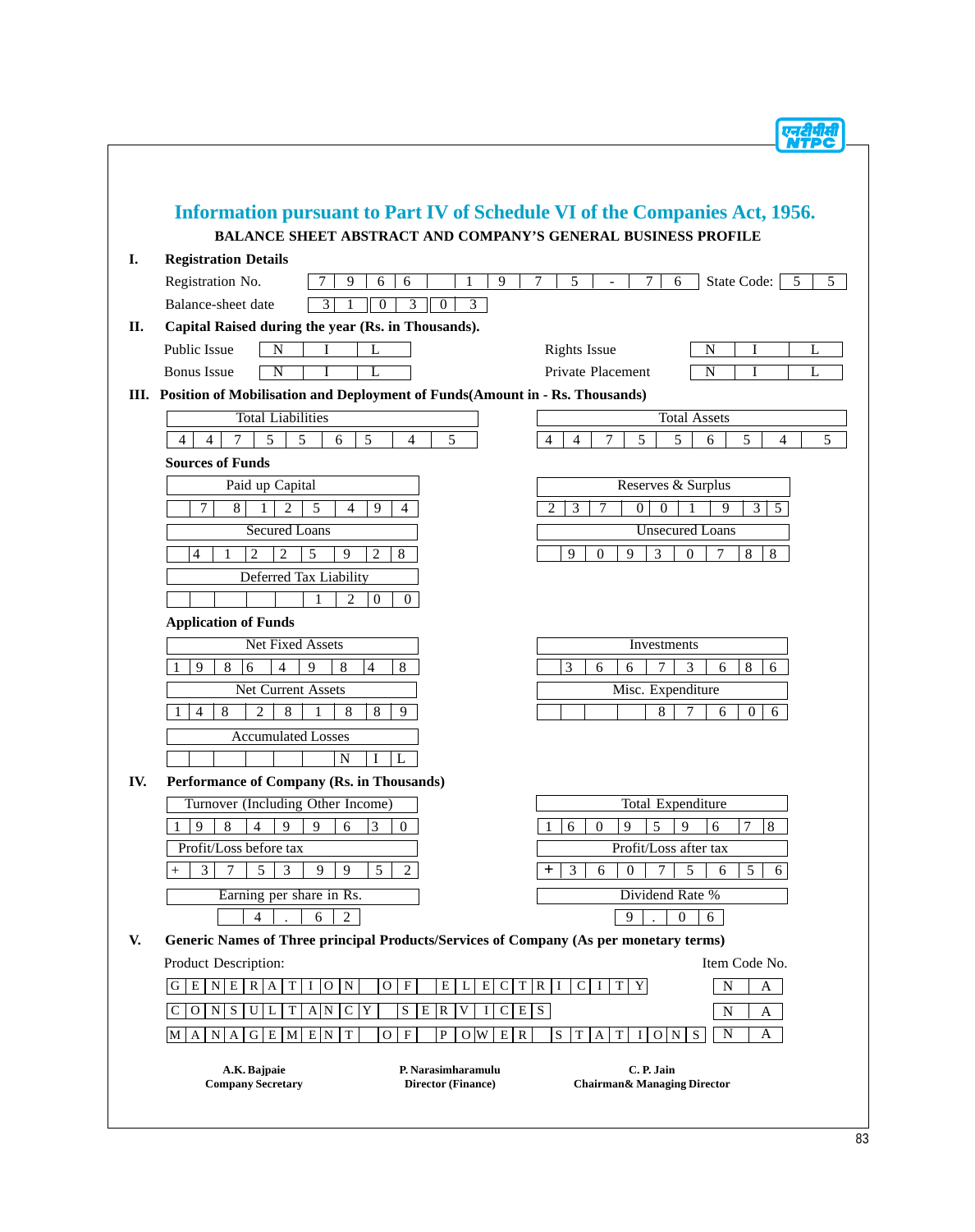# Information pursuant to Part IV of Schedule VI of the Companies Act, 1956.

**BALANCE SHEET ABSTRACT AND COMPANY'S GENERAL BUSINESS PROFILE**

**I. Registration Details**

Registration No. 7966 1975-76 State Code: 55

Balance-sheet date 31 03 03

**II. Capital Raised during the year (Rs. in Thousands).**

| | | | |
|---|---|---|---|
| Public Issue | NIL | Rights Issue | NIL |
| Bonus Issue | NIL | Private Placement | NIL |

**III. Position of Mobilisation and Deployment of Funds(Amount in - Rs. Thousands)**

| Total Liabilities | Total Assets |
|---|---|
| 447556545 | 447556545 |

**Sources of Funds**

| Paid up Capital | Reserves & Surplus |
|---|---|
| 78125494 | 237001935 |
| **Secured Loans** | **Unsecured Loans** |
| 41225928 | 90930788 |
| **Deferred Tax Liability** | |
| 1200 | |

**Application of Funds**

| Net Fixed Assets | Investments |
|---|---|
| 198649848 | 36673686 |
| **Net Current Assets** | **Misc. Expenditure** |
| 148281889 | 87606 |
| **Accumulated Losses** | |
| NIL | |

**IV. Performance of Company (Rs. in Thousands)**

| Turnover (Including Other Income) | Total Expenditure |
|---|---|
| 198499630 | 160959678 |
| **Profit/Loss before tax** | **Profit/Loss after tax** |
| + 37539952 | + 36075656 |
| **Earning per share in Rs.** | **Dividend Rate %** |
| 4.62 | 9.06 |

**V. Generic Names of Three principal Products/Services of Company (As per monetary terms)**

| Product Description: | Item Code No. |
|---|---|
| GENERATION OF ELECTRICITY | NA |
| CONSULTANCY SERVICES | NA |
| MANAGEMENT OF POWER STATIONS | NA |

| | | |
|---|---|---|
| **A.K. Bajpaie**<br>**Company Secretary** | **P. Narasimharamulu**<br>**Director (Finance)** | **C. P. Jain**<br>**Chairman& Managing Director** |